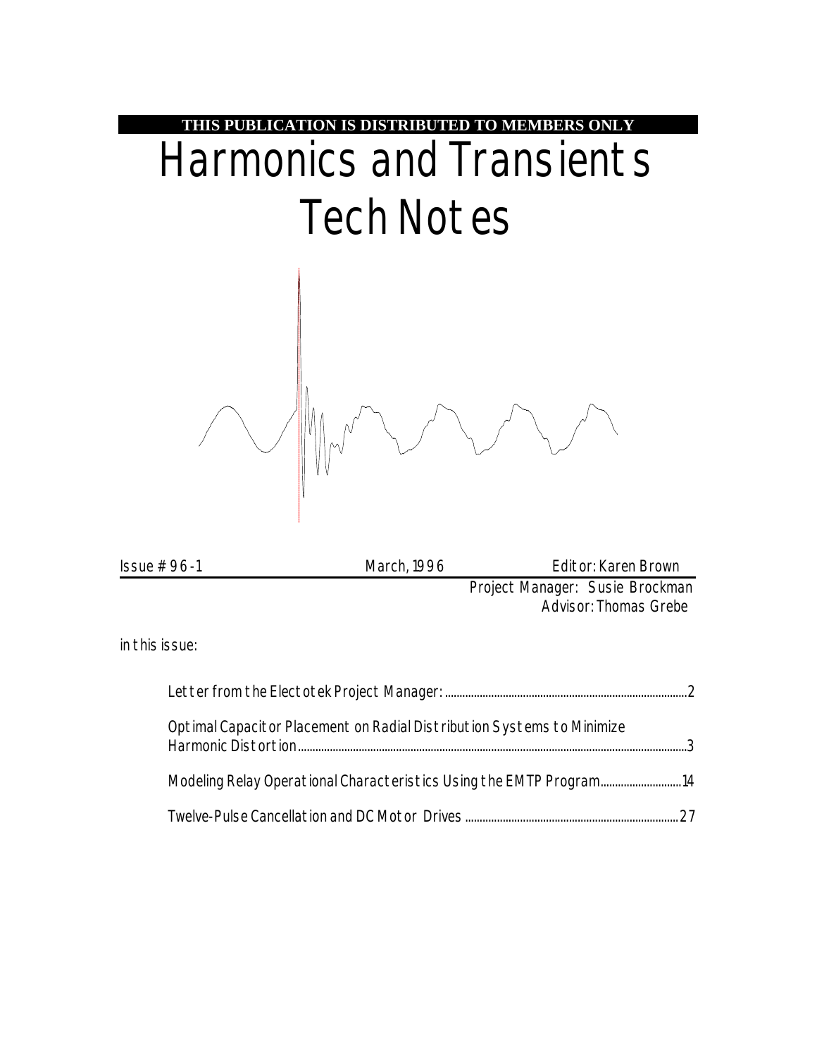**THIS PUBLICATION IS DISTRIBUTED TO MEMBERS ONLY**

# Harmonics and Transients Tech Notes

Issue # 96-1 | March, 1996 | Editor: Karen Brown

Project Manager: Susie Brockman
Advisor: Thomas Grebe

in this issue:

Letter from the Electotek Project Manager: ........ 2

Optimal Capacitor Placement on Radial Distribution Systems to Minimize Harmonic Distortion ........ 3

Modeling Relay Operational Characteristics Using the EMTP Program ........ 14

Twelve-Pulse Cancellation and DC Motor Drives ........ 27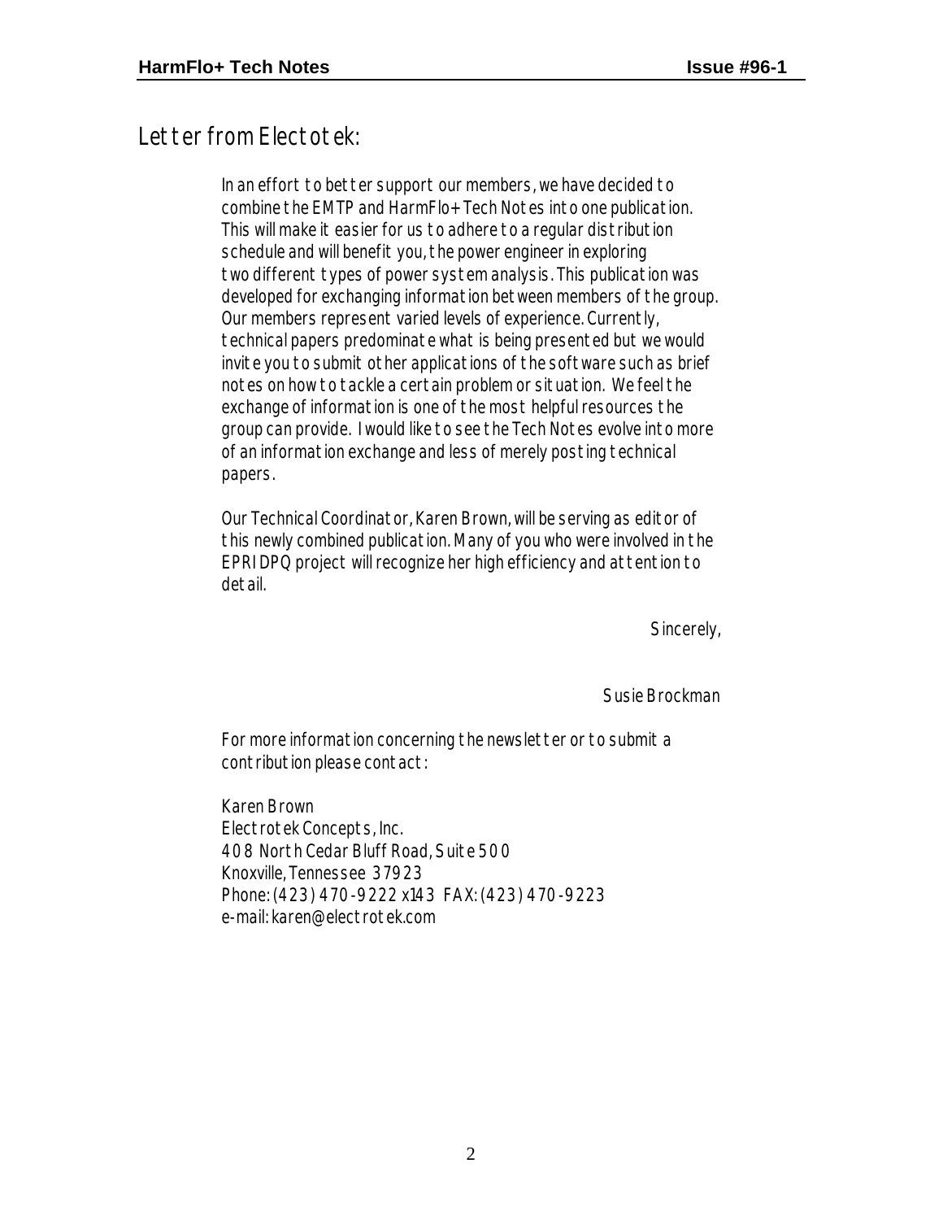## Letter from Electotek:

In an effort to better support our members, we have decided to combine the EMTP and HarmFlo+ Tech Notes into one publication. This will make it easier for us to adhere to a regular distribution schedule and will benefit you, the power engineer in exploring two different types of power system analysis. This publication was developed for exchanging information between members of the group. Our members represent varied levels of experience. Currently, technical papers predominate what is being presented but we would invite you to submit other applications of the software such as brief notes on how to tackle a certain problem or situation. We feel the exchange of information is one of the most helpful resources the group can provide. I would like to see the Tech Notes evolve into more of an information exchange and less of merely posting technical papers.

Our Technical Coordinator, Karen Brown, will be serving as editor of this newly combined publication. Many of you who were involved in the EPRI DPQ project will recognize her high efficiency and attention to detail.

Sincerely,

Susie Brockman

For more information concerning the newsletter or to submit a contribution please contact:

Karen Brown  
Electrotek Concepts, Inc.  
408 North Cedar Bluff Road, Suite 500  
Knoxville, Tennessee 37923  
Phone: (423) 470-9222 x143 FAX: (423) 470-9223  
e-mail: karen@electrotek.com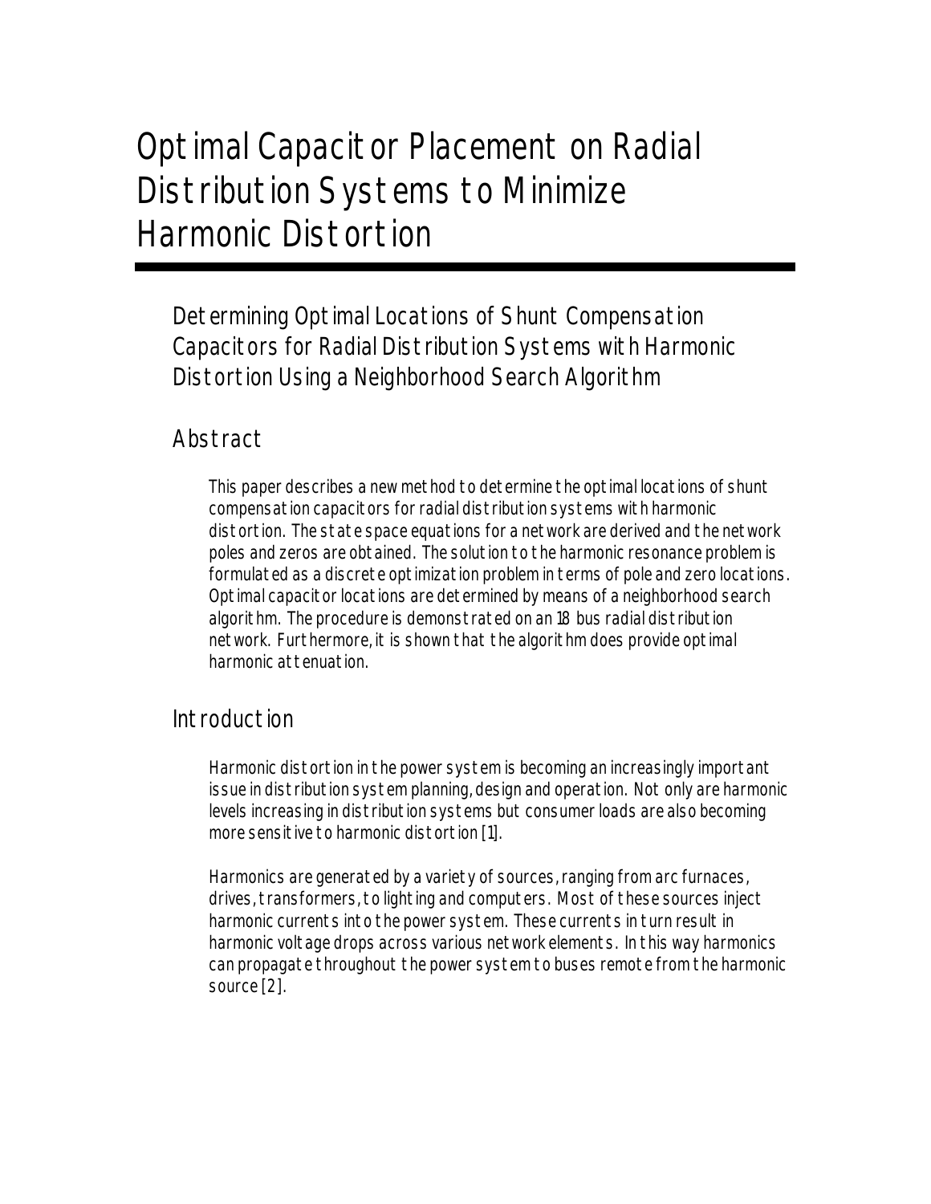# Optimal Capacitor Placement on Radial Distribution Systems to Minimize Harmonic Distortion

## Determining Optimal Locations of Shunt Compensation Capacitors for Radial Distribution Systems with Harmonic Distortion Using a Neighborhood Search Algorithm

### Abstract

This paper describes a new method to determine the optimal locations of shunt compensation capacitors for radial distribution systems with harmonic distortion. The state space equations for a network are derived and the network poles and zeros are obtained. The solution to the harmonic resonance problem is formulated as a discrete optimization problem in terms of pole and zero locations. Optimal capacitor locations are determined by means of a neighborhood search algorithm. The procedure is demonstrated on an 18 bus radial distribution network. Furthermore, it is shown that the algorithm does provide optimal harmonic attenuation.

### Introduction

Harmonic distortion in the power system is becoming an increasingly important issue in distribution system planning, design and operation. Not only are harmonic levels increasing in distribution systems but consumer loads are also becoming more sensitive to harmonic distortion [1].

Harmonics are generated by a variety of sources, ranging from arc furnaces, drives, transformers, to lighting and computers. Most of these sources inject harmonic currents into the power system. These currents in turn result in harmonic voltage drops across various network elements. In this way harmonics can propagate throughout the power system to buses remote from the harmonic source [2].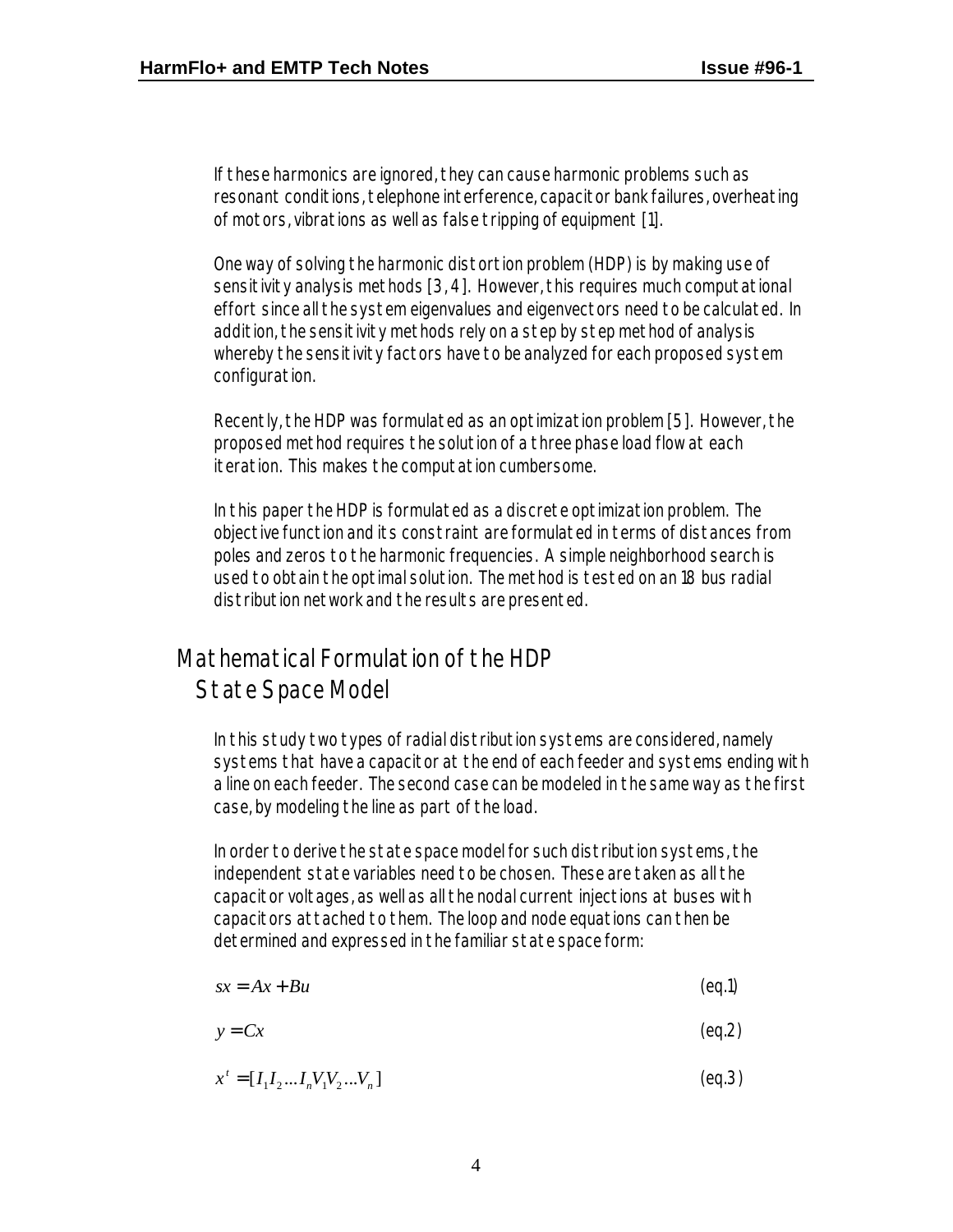If these harmonics are ignored, they can cause harmonic problems such as resonant conditions, telephone interference, capacitor bank failures, overheating of motors, vibrations as well as false tripping of equipment [1].

One way of solving the harmonic distortion problem (HDP) is by making use of sensitivity analysis methods [3, 4]. However, this requires much computational effort since all the system eigenvalues and eigenvectors need to be calculated. In addition, the sensitivity methods rely on a step by step method of analysis whereby the sensitivity factors have to be analyzed for each proposed system configuration.

Recently, the HDP was formulated as an optimization problem [5]. However, the proposed method requires the solution of a three phase load flow at each iteration. This makes the computation cumbersome.

In this paper the HDP is formulated as a discrete optimization problem. The objective function and its constraint are formulated in terms of distances from poles and zeros to the harmonic frequencies. A simple neighborhood search is used to obtain the optimal solution. The method is tested on an 18 bus radial distribution network and the results are presented.

# Mathematical Formulation of the HDP

## State Space Model

In this study two types of radial distribution systems are considered, namely systems that have a capacitor at the end of each feeder and systems ending with a line on each feeder. The second case can be modeled in the same way as the first case, by modeling the line as part of the load.

In order to derive the state space model for such distribution systems, the independent state variables need to be chosen. These are taken as all the capacitor voltages, as well as all the nodal current injections at buses with capacitors attached to them. The loop and node equations can then be determined and expressed in the familiar state space form:

$$sx = Ax + Bu \qquad \text{(eq.1)}$$

$$y = Cx \qquad \text{(eq.2)}$$

$$x^t = [I_1 I_2 \ldots I_n V_1 V_2 \ldots V_n] \qquad \text{(eq.3)}$$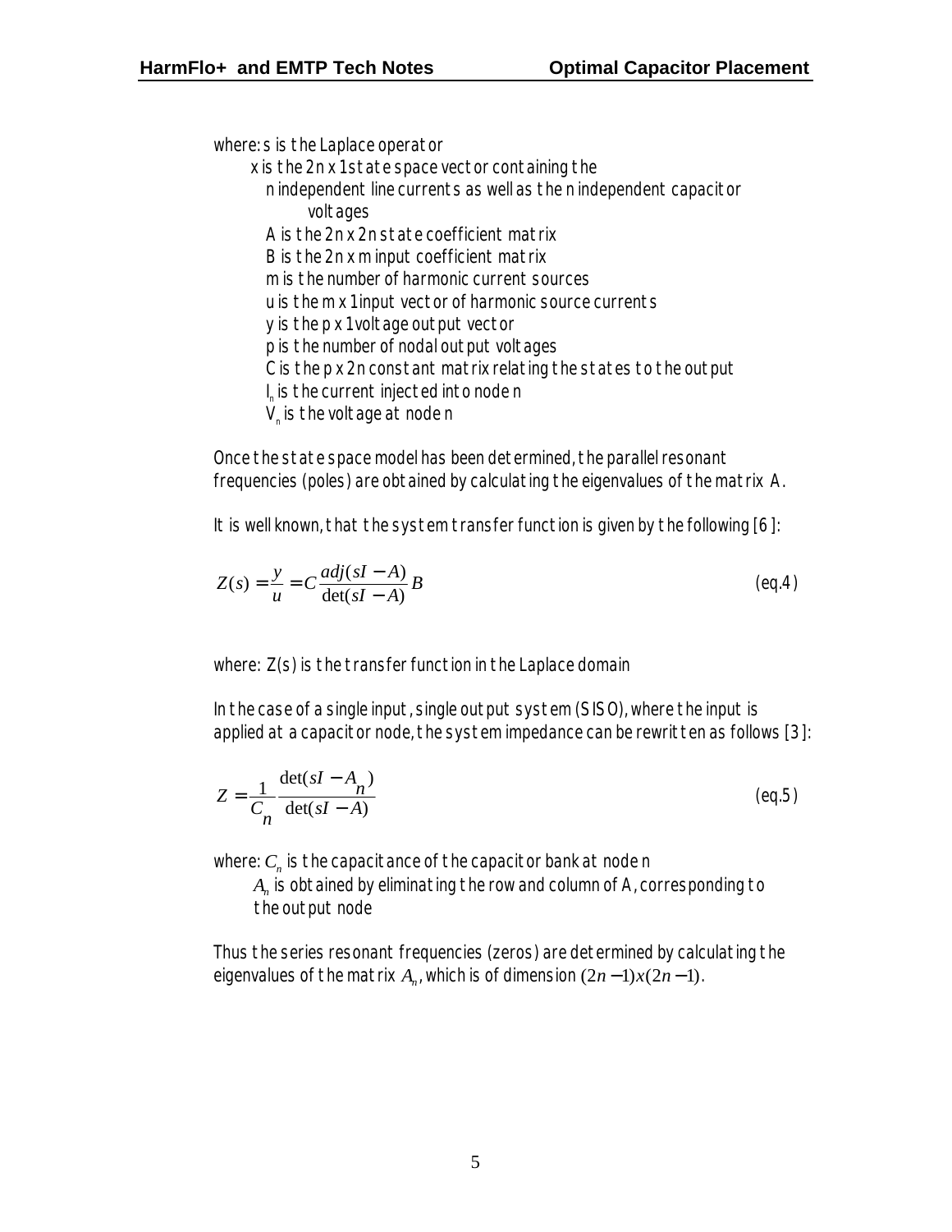where: s is the Laplace operator
x is the 2n x 1 state space vector containing the
n independent line currents as well as the n independent capacitor voltages
A is the 2n x 2n state coefficient matrix
B is the 2n x m input coefficient matrix
m is the number of harmonic current sources
u is the m x 1 input vector of harmonic source currents
y is the p x 1 voltage output vector
p is the number of nodal output voltages
C is the p x 2n constant matrix relating the states to the output
$I_n$ is the current injected into node n
$V_n$ is the voltage at node n

Once the state space model has been determined, the parallel resonant frequencies (poles) are obtained by calculating the eigenvalues of the matrix A.

It is well known, that the system transfer function is given by the following [6]:

$$Z(s) = \frac{y}{u} = C\frac{adj(sI - A)}{\det(sI - A)}B \qquad \text{(eq.4)}$$

where: Z(s) is the transfer function in the Laplace domain

In the case of a single input, single output system (SISO), where the input is applied at a capacitor node, the system impedance can be rewritten as follows [3]:

$$Z = \frac{1}{C_n}\frac{\det(sI - A_n)}{\det(sI - A)} \qquad \text{(eq.5)}$$

where: $C_n$ is the capacitance of the capacitor bank at node n
$A_n$ is obtained by eliminating the row and column of A, corresponding to the output node

Thus the series resonant frequencies (zeros) are determined by calculating the eigenvalues of the matrix $A_n$, which is of dimension $(2n-1)x(2n-1)$.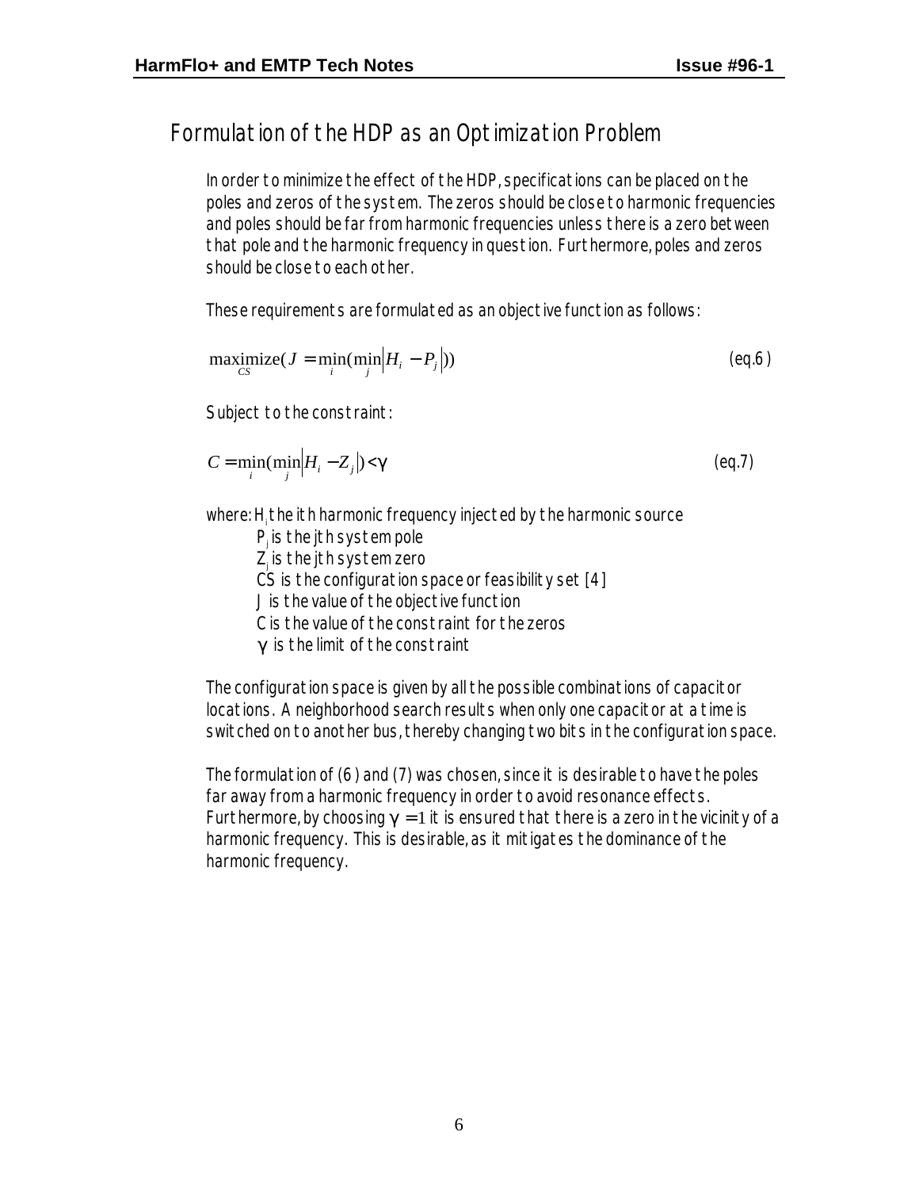## Formulation of the HDP as an Optimization Problem

In order to minimize the effect of the HDP, specifications can be placed on the poles and zeros of the system. The zeros should be close to harmonic frequencies and poles should be far from harmonic frequencies unless there is a zero between that pole and the harmonic frequency in question. Furthermore, poles and zeros should be close to each other.

These requirements are formulated as an objective function as follows:

$$\underset{CS}{\text{maximize}}(J = \min_i(\min_j |H_i - P_j|)) \qquad \text{(eq.6)}$$

Subject to the constraint:

$$C = \min_i(\min_j |H_i - Z_j|) < \gamma \qquad \text{(eq.7)}$$

where: $H_i$ the ith harmonic frequency injected by the harmonic source
- $P_j$ is the jth system pole
- $Z_j$ is the jth system zero
- CS is the configuration space or feasibility set [4]
- J is the value of the objective function
- C is the value of the constraint for the zeros
- $\gamma$ is the limit of the constraint

The configuration space is given by all the possible combinations of capacitor locations. A neighborhood search results when only one capacitor at a time is switched on to another bus, thereby changing two bits in the configuration space.

The formulation of (6) and (7) was chosen, since it is desirable to have the poles far away from a harmonic frequency in order to avoid resonance effects. Furthermore, by choosing $\gamma = 1$ it is ensured that there is a zero in the vicinity of a harmonic frequency. This is desirable, as it mitigates the dominance of the harmonic frequency.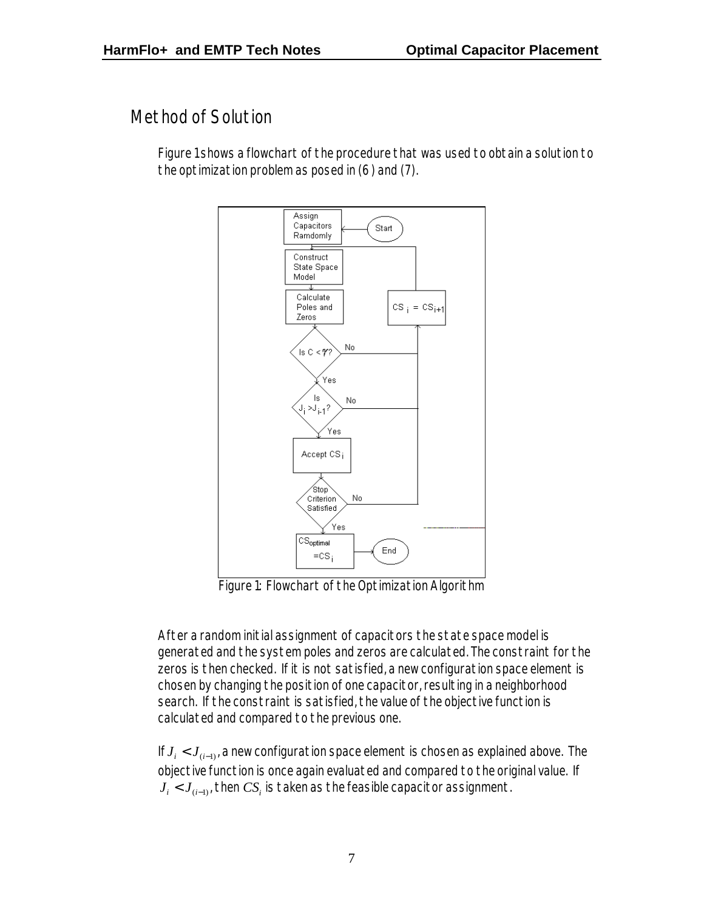# Method of Solution

Figure 1 shows a flowchart of the procedure that was used to obtain a solution to the optimization problem as posed in (6) and (7).

Figure 1: Flowchart of the Optimization Algorithm

After a random initial assignment of capacitors the state space model is generated and the system poles and zeros are calculated. The constraint for the zeros is then checked. If it is not satisfied, a new configuration space element is chosen by changing the position of one capacitor, resulting in a neighborhood search. If the constraint is satisfied, the value of the objective function is calculated and compared to the previous one.

If $J_i < J_{(i-1)}$, a new configuration space element is chosen as explained above. The objective function is once again evaluated and compared to the original value. If $J_i < J_{(i-1)}$, then $CS_i$ is taken as the feasible capacitor assignment.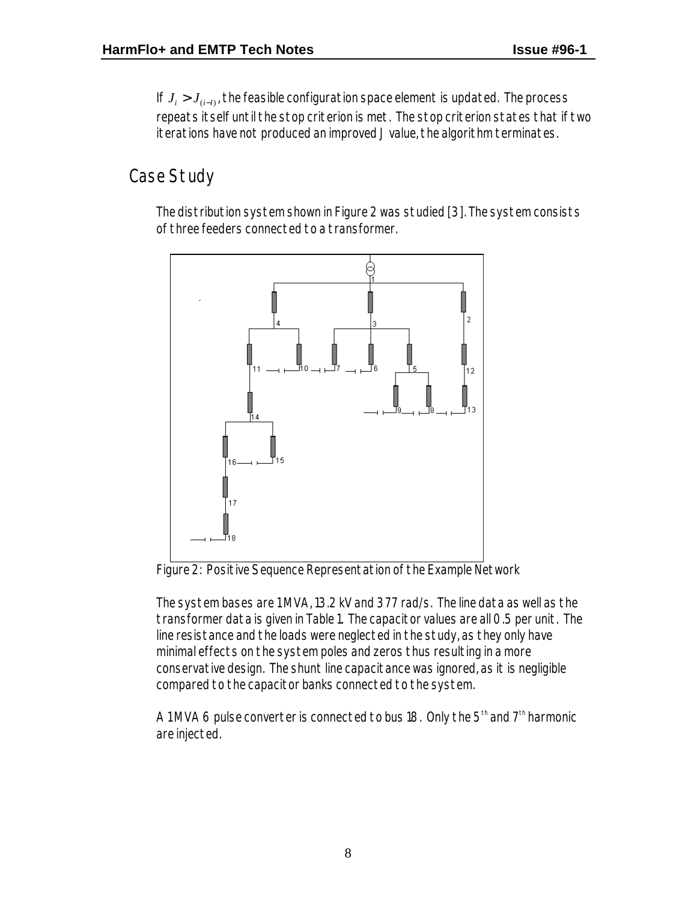If $J_i > J_{(i-1)}$, the feasible configuration space element is updated. The process repeats itself until the stop criterion is met. The stop criterion states that if two iterations have not produced an improved J value, the algorithm terminates.

## Case Study

The distribution system shown in Figure 2 was studied [3]. The system consists of three feeders connected to a transformer.

Figure 2: Positive Sequence Representation of the Example Network

The system bases are 1 MVA, 13.2 kV and 377 rad/s. The line data as well as the transformer data is given in Table 1. The capacitor values are all 0.5 per unit. The line resistance and the loads were neglected in the study, as they only have minimal effects on the system poles and zeros thus resulting in a more conservative design. The shunt line capacitance was ignored, as it is negligible compared to the capacitor banks connected to the system.

A 1 MVA 6 pulse converter is connected to bus 18. Only the 5th and 7th harmonic are injected.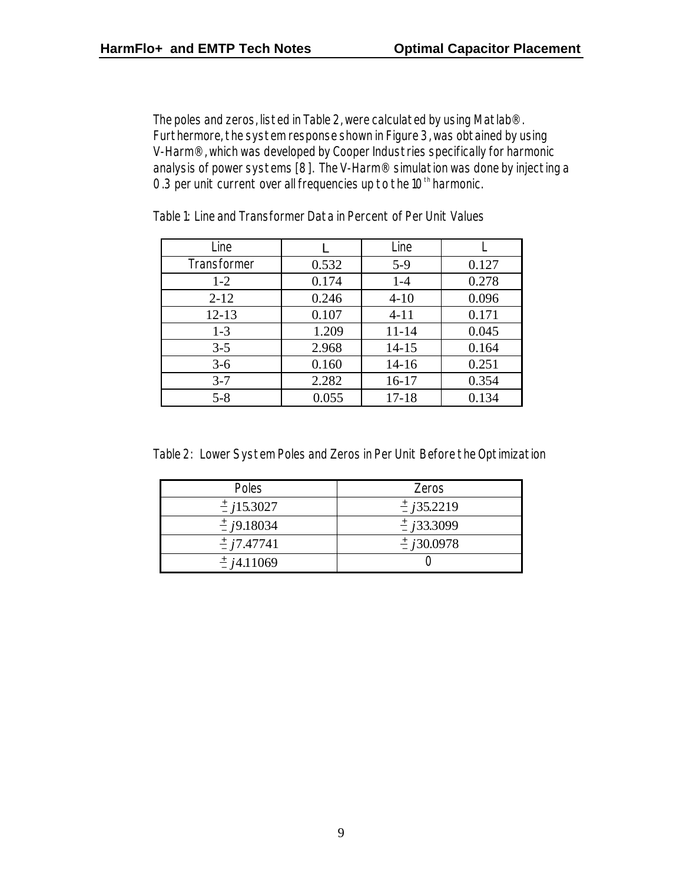The poles and zeros, listed in Table 2, were calculated by using Matlab®. Furthermore, the system response shown in Figure 3, was obtained by using V-Harm®, which was developed by Cooper Industries specifically for harmonic analysis of power systems [8]. The V-Harm® simulation was done by injecting a 0.3 per unit current over all frequencies up to the $10^{th}$ harmonic.

Table 1: Line and Transformer Data in Percent of Per Unit Values

| Line | L | Line | L |
|---|---|---|---|
| Transformer | 0.532 | 5-9 | 0.127 |
| 1-2 | 0.174 | 1-4 | 0.278 |
| 2-12 | 0.246 | 4-10 | 0.096 |
| 12-13 | 0.107 | 4-11 | 0.171 |
| 1-3 | 1.209 | 11-14 | 0.045 |
| 3-5 | 2.968 | 14-15 | 0.164 |
| 3-6 | 0.160 | 14-16 | 0.251 |
| 3-7 | 2.282 | 16-17 | 0.354 |
| 5-8 | 0.055 | 17-18 | 0.134 |

Table 2: Lower System Poles and Zeros in Per Unit Before the Optimization

| Poles | Zeros |
|---|---|
| $\pm j15.3027$ | $\pm j35.2219$ |
| $\pm j9.18034$ | $\pm j33.3099$ |
| $\pm j7.47741$ | $\pm j30.0978$ |
| $\pm j4.11069$ | 0 |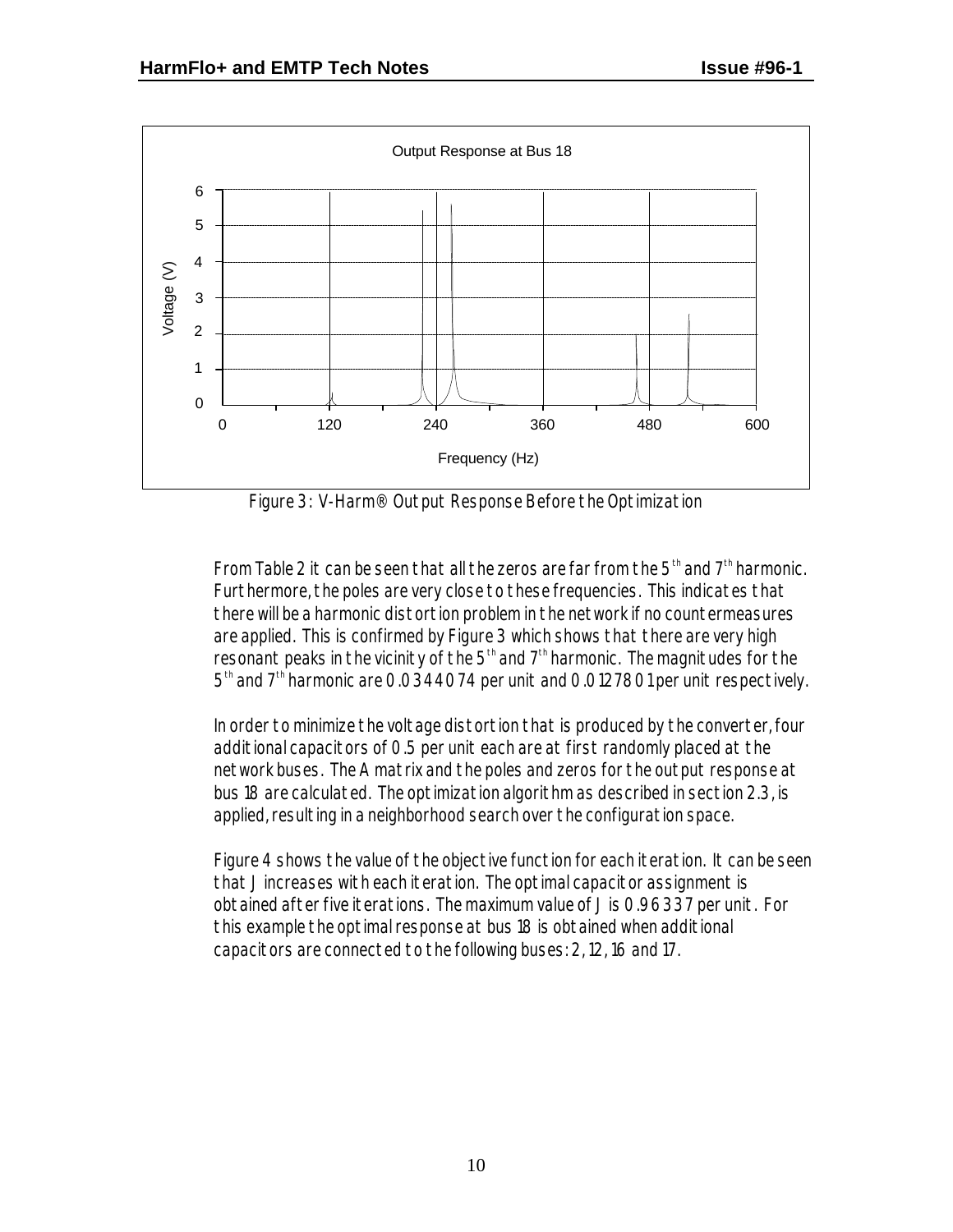Figure 3: V-Harm® Output Response Before the Optimization

From Table 2 it can be seen that all the zeros are far from the $5^{th}$ and $7^{th}$ harmonic. Furthermore, the poles are very close to these frequencies. This indicates that there will be a harmonic distortion problem in the network if no countermeasures are applied. This is confirmed by Figure 3 which shows that there are very high resonant peaks in the vicinity of the $5^{th}$ and $7^{th}$ harmonic. The magnitudes for the $5^{th}$ and $7^{th}$ harmonic are 0.0344074 per unit and 0.0127801 per unit respectively.

In order to minimize the voltage distortion that is produced by the converter, four additional capacitors of 0.5 per unit each are at first randomly placed at the network buses. The A matrix and the poles and zeros for the output response at bus 18 are calculated. The optimization algorithm as described in section 2.3, is applied, resulting in a neighborhood search over the configuration space.

Figure 4 shows the value of the objective function for each iteration. It can be seen that J increases with each iteration. The optimal capacitor assignment is obtained after five iterations. The maximum value of J is 0.96337 per unit. For this example the optimal response at bus 18 is obtained when additional capacitors are connected to the following buses: 2, 12, 16 and 17.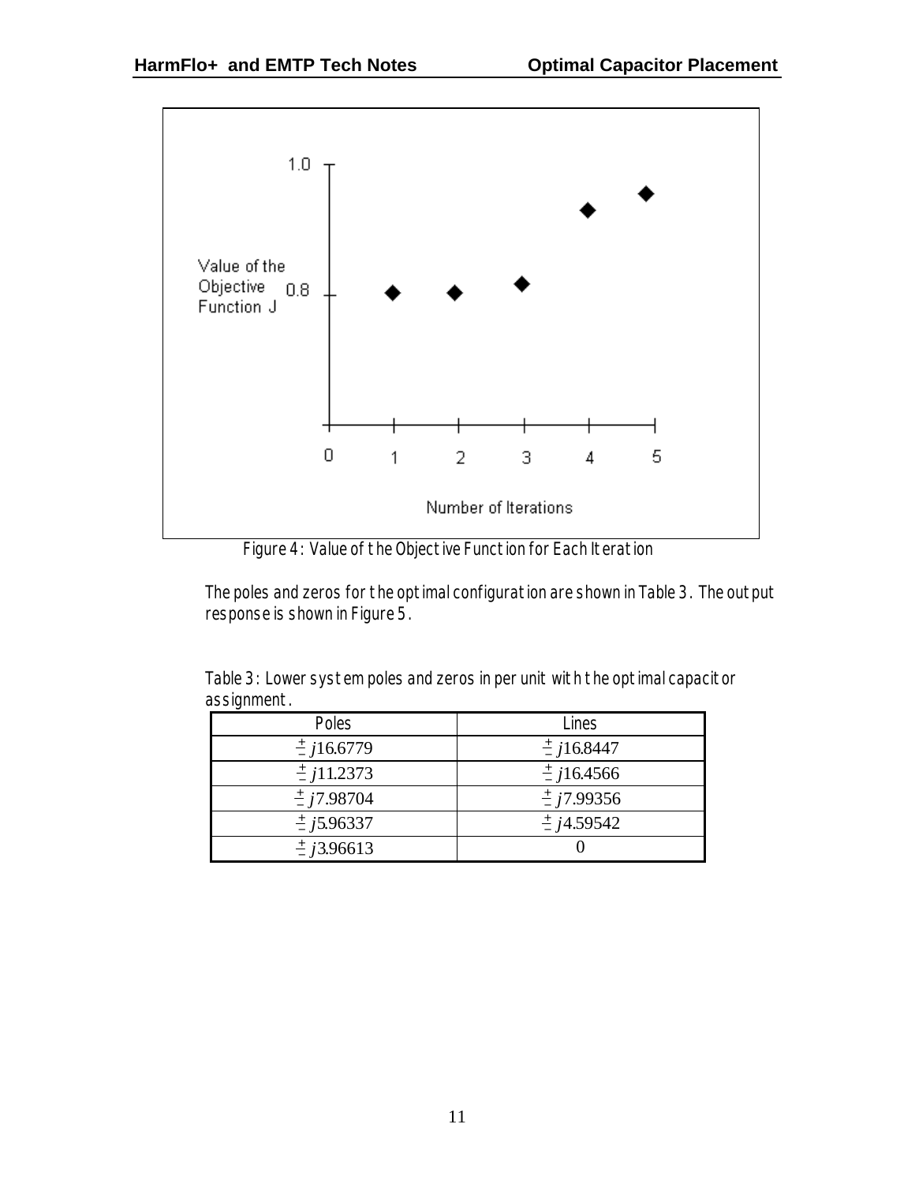Figure 4: Value of the Objective Function for Each Iteration

The poles and zeros for the optimal configuration are shown in Table 3. The output response is shown in Figure 5.

Table 3: Lower system poles and zeros in per unit with the optimal capacitor assignment.

| Poles | Lines |
| --- | --- |
| $\pm j16.6779$ | $\pm j16.8447$ |
| $\pm j11.2373$ | $\pm j16.4566$ |
| $\pm j7.98704$ | $\pm j7.99356$ |
| $\pm j5.96337$ | $\pm j4.59542$ |
| $\pm j3.96613$ | 0 |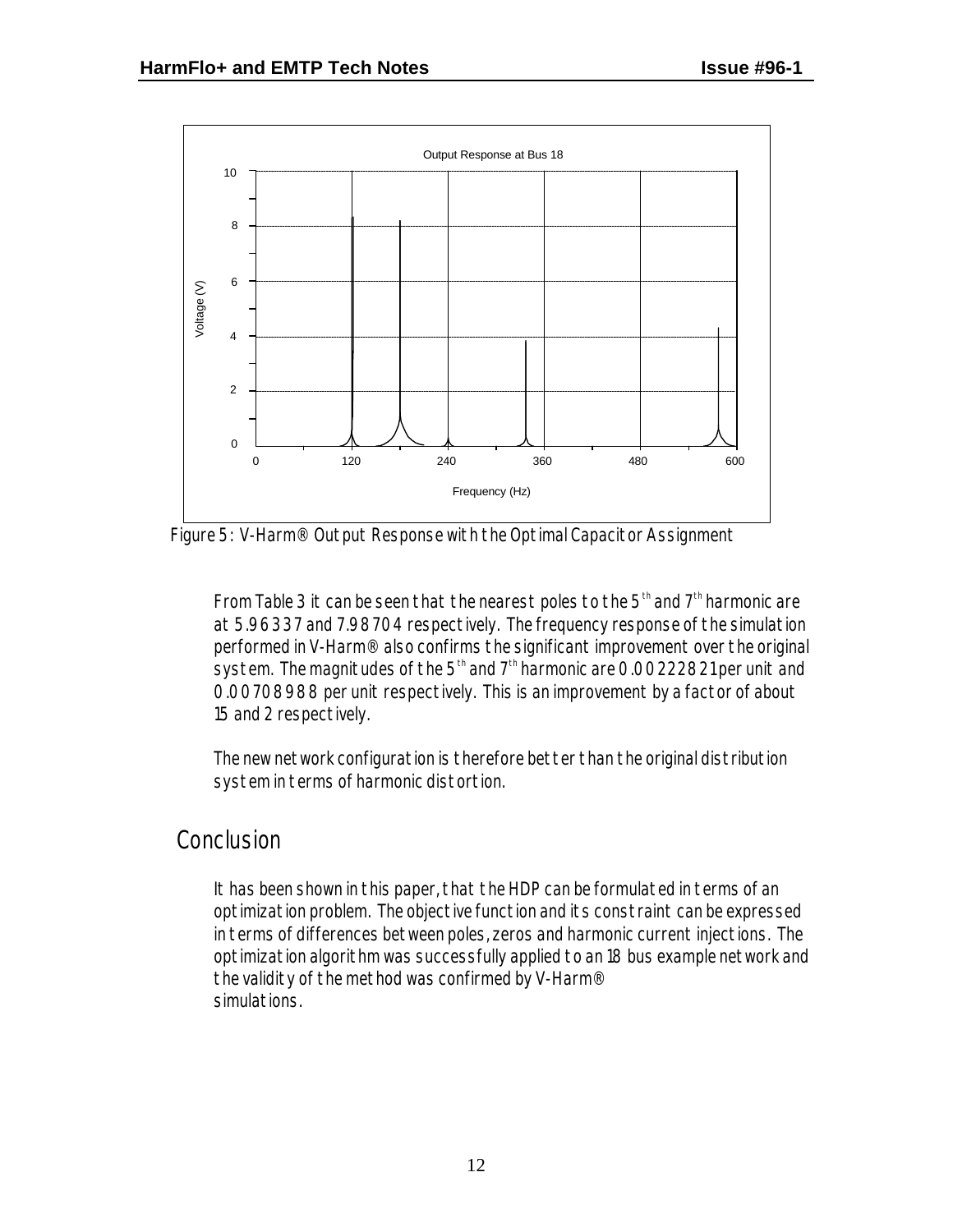Figure 5: V-Harm® Output Response with the Optimal Capacitor Assignment

From Table 3 it can be seen that the nearest poles to the $5^{th}$ and $7^{th}$ harmonic are at 5.96337 and 7.98704 respectively. The frequency response of the simulation performed in V-Harm® also confirms the significant improvement over the original system. The magnitudes of the $5^{th}$ and $7^{th}$ harmonic are 0.00222821 per unit and 0.00708988 per unit respectively. This is an improvement by a factor of about 15 and 2 respectively.

The new network configuration is therefore better than the original distribution system in terms of harmonic distortion.

## Conclusion

It has been shown in this paper, that the HDP can be formulated in terms of an optimization problem. The objective function and its constraint can be expressed in terms of differences between poles, zeros and harmonic current injections. The optimization algorithm was successfully applied to an 18 bus example network and the validity of the method was confirmed by V-Harm® simulations.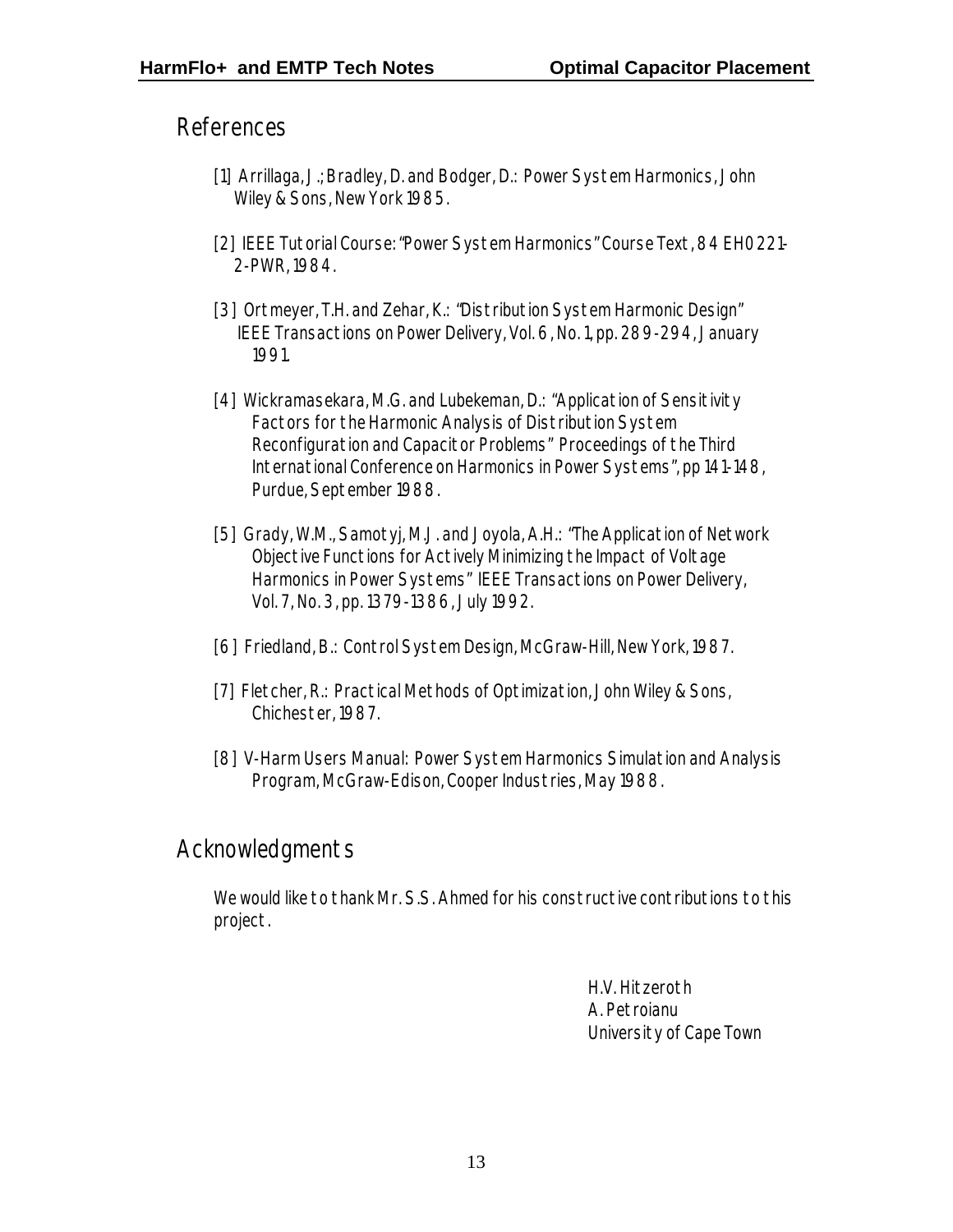## References

[1] Arrillaga, J.; Bradley, D. and Bodger, D.: Power System Harmonics, John Wiley & Sons, New York 1985.

[2] IEEE Tutorial Course: "Power System Harmonics" Course Text, 84 EH0221-2-PWR, 1984.

[3] Ortmeyer, T.H. and Zehar, K.: "Distribution System Harmonic Design" IEEE Transactions on Power Delivery, Vol. 6, No. 1, pp. 289-294, January 1991.

[4] Wickramasekara, M.G. and Lubekeman, D.: "Application of Sensitivity Factors for the Harmonic Analysis of Distribution System Reconfiguration and Capacitor Problems" Proceedings of the Third International Conference on Harmonics in Power Systems", pp 141-148, Purdue, September 1988.

[5] Grady, W.M., Samotyj, M.J. and Joyola, A.H.: "The Application of Network Objective Functions for Actively Minimizing the Impact of Voltage Harmonics in Power Systems" IEEE Transactions on Power Delivery, Vol. 7, No. 3, pp. 1379-1386, July 1992.

[6] Friedland, B.: Control System Design, McGraw-Hill, New York, 1987.

[7] Fletcher, R.: Practical Methods of Optimization, John Wiley & Sons, Chichester, 1987.

[8] V-Harm Users Manual: Power System Harmonics Simulation and Analysis Program, McGraw-Edison, Cooper Industries, May 1988.

## Acknowledgments

We would like to thank Mr. S.S. Ahmed for his constructive contributions to this project.

H.V. Hitzeroth
A. Petroianu
University of Cape Town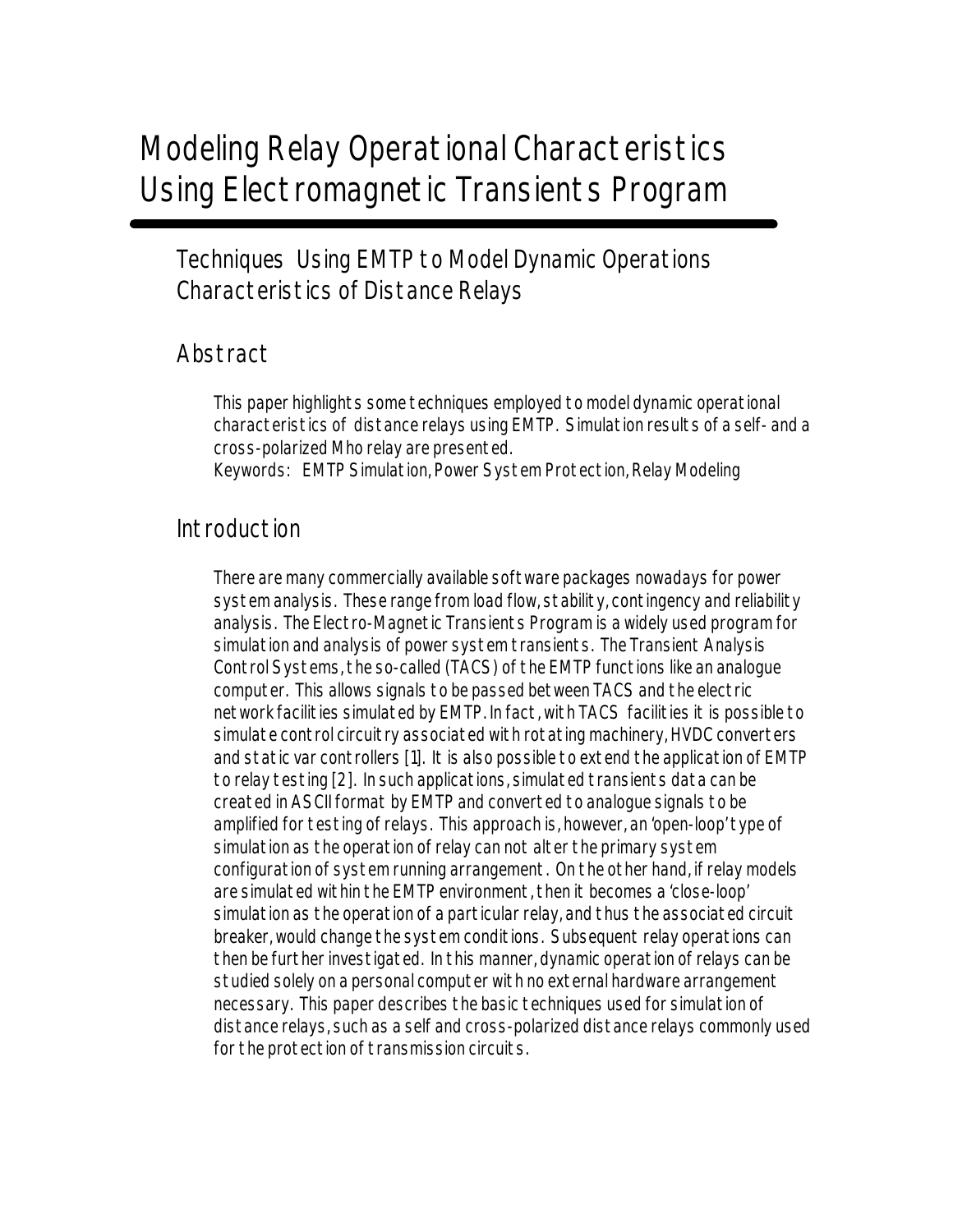# Modeling Relay Operational Characteristics Using Electromagnetic Transients Program

## Techniques Using EMTP to Model Dynamic Operations Characteristics of Distance Relays

## Abstract

This paper highlights some techniques employed to model dynamic operational characteristics of distance relays using EMTP. Simulation results of a self- and a cross-polarized Mho relay are presented.

Keywords: EMTP Simulation, Power System Protection, Relay Modeling

## Introduction

There are many commercially available software packages nowadays for power system analysis. These range from load flow, stability, contingency and reliability analysis. The Electro-Magnetic Transients Program is a widely used program for simulation and analysis of power system transients. The Transient Analysis Control Systems, the so-called (TACS) of the EMTP functions like an analogue computer. This allows signals to be passed between TACS and the electric network facilities simulated by EMTP. In fact, with TACS facilities it is possible to simulate control circuitry associated with rotating machinery, HVDC converters and static var controllers [1]. It is also possible to extend the application of EMTP to relay testing [2]. In such applications, simulated transients data can be created in ASCII format by EMTP and converted to analogue signals to be amplified for testing of relays. This approach is, however, an 'open-loop' type of simulation as the operation of relay can not alter the primary system configuration of system running arrangement. On the other hand, if relay models are simulated within the EMTP environment, then it becomes a 'close-loop' simulation as the operation of a particular relay, and thus the associated circuit breaker, would change the system conditions. Subsequent relay operations can then be further investigated. In this manner, dynamic operation of relays can be studied solely on a personal computer with no external hardware arrangement necessary. This paper describes the basic techniques used for simulation of distance relays, such as a self and cross-polarized distance relays commonly used for the protection of transmission circuits.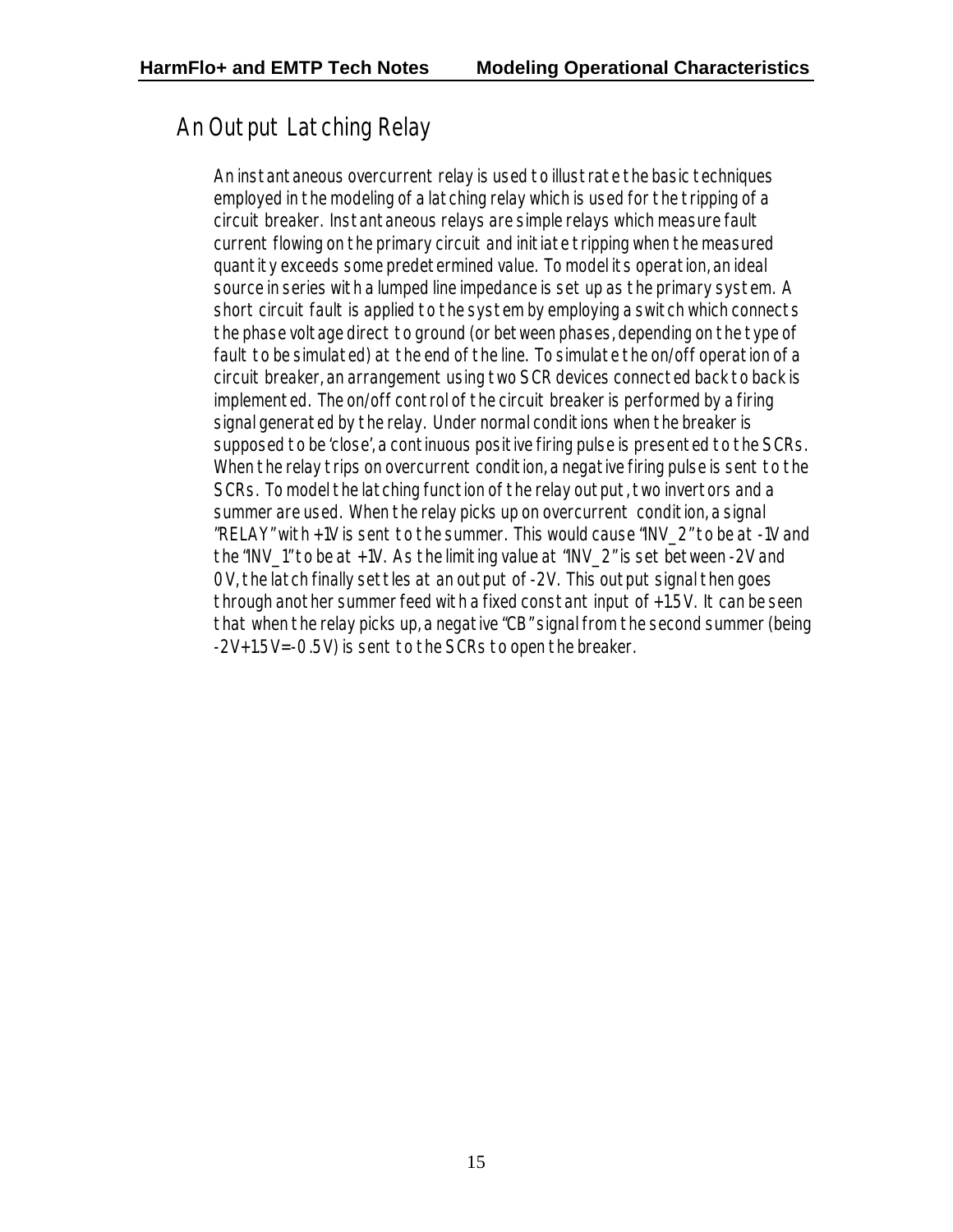## An Output Latching Relay

An instantaneous overcurrent relay is used to illustrate the basic techniques employed in the modeling of a latching relay which is used for the tripping of a circuit breaker. Instantaneous relays are simple relays which measure fault current flowing on the primary circuit and initiate tripping when the measured quantity exceeds some predetermined value. To model its operation, an ideal source in series with a lumped line impedance is set up as the primary system. A short circuit fault is applied to the system by employing a switch which connects the phase voltage direct to ground (or between phases, depending on the type of fault to be simulated) at the end of the line. To simulate the on/off operation of a circuit breaker, an arrangement using two SCR devices connected back to back is implemented. The on/off control of the circuit breaker is performed by a firing signal generated by the relay. Under normal conditions when the breaker is supposed to be 'close', a continuous positive firing pulse is presented to the SCRs. When the relay trips on overcurrent condition, a negative firing pulse is sent to the SCRs. To model the latching function of the relay output, two invertors and a summer are used. When the relay picks up on overcurrent condition, a signal "RELAY" with +1V is sent to the summer. This would cause "INV_2" to be at -1V and the "INV_1" to be at +1V. As the limiting value at "INV_2" is set between -2V and 0V, the latch finally settles at an output of -2V. This output signal then goes through another summer feed with a fixed constant input of +1.5V. It can be seen that when the relay picks up, a negative "CB" signal from the second summer (being -2V+1.5V=-0.5V) is sent to the SCRs to open the breaker.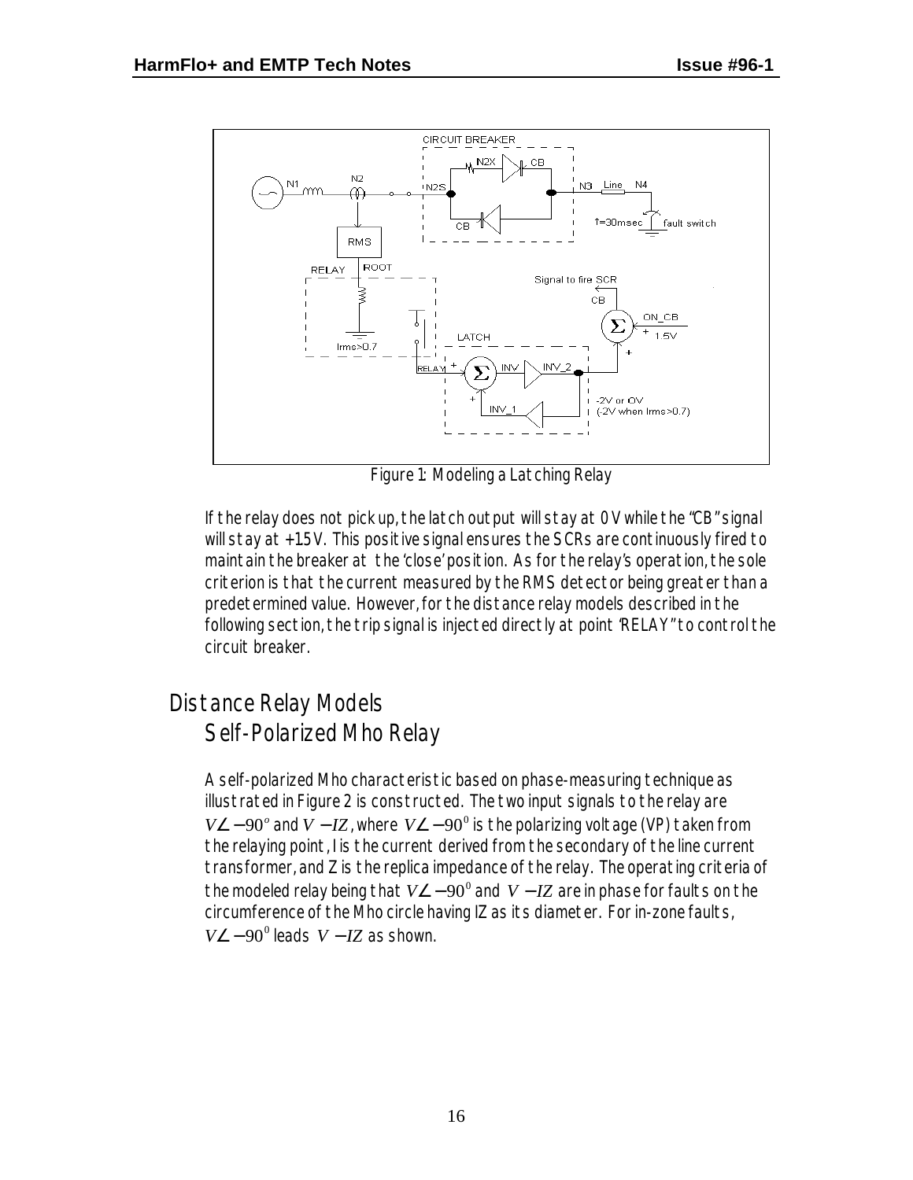Figure 1: Modeling a Latching Relay

If the relay does not pick up, the latch output will stay at 0 V while the "CB" signal will stay at +1.5 V. This positive signal ensures the SCRs are continuously fired to maintain the breaker at the 'close' position. As for the relay's operation, the sole criterion is that the current measured by the RMS detector being greater than a predetermined value. However, for the distance relay models described in the following section, the trip signal is injected directly at point "RELAY" to control the circuit breaker.

# Distance Relay Models

## Self-Polarized Mho Relay

A self-polarized Mho characteristic based on phase-measuring technique as illustrated in Figure 2 is constructed. The two input signals to the relay are $V\angle -90^o$ and $V - IZ$, where $V\angle -90^0$ is the polarizing voltage (VP) taken from the relaying point, I is the current derived from the secondary of the line current transformer, and Z is the replica impedance of the relay. The operating criteria of the modeled relay being that $V\angle -90^0$ and $V - IZ$ are in phase for faults on the circumference of the Mho circle having IZ as its diameter. For in-zone faults, $V\angle -90^0$ leads $V - IZ$ as shown.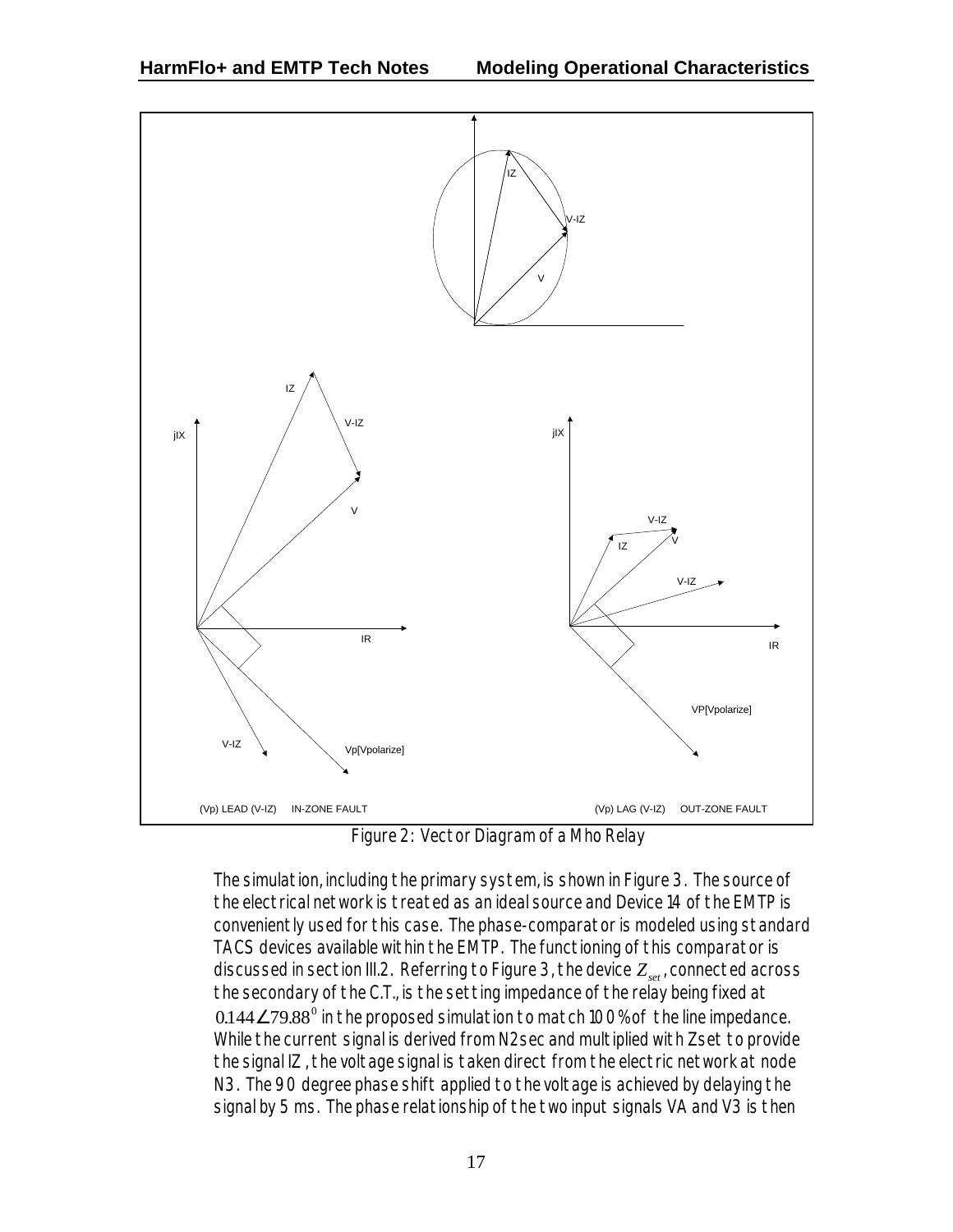Figure 2: Vector Diagram of a Mho Relay

The simulation, including the primary system, is shown in Figure 3. The source of the electrical network is treated as an ideal source and Device 14 of the EMTP is conveniently used for this case. The phase-comparator is modeled using standard TACS devices available within the EMTP. The functioning of this comparator is discussed in section III.2. Referring to Figure 3, the device $Z_{set}$, connected across the secondary of the C.T., is the setting impedance of the relay being fixed at $0.144\angle 79.88^0$ in the proposed simulation to match 100% of the line impedance. While the current signal is derived from N2sec and multiplied with Zset to provide the signal IZ, the voltage signal is taken direct from the electric network at node N3. The 90 degree phase shift applied to the voltage is achieved by delaying the signal by 5 ms. The phase relationship of the two input signals VA and V3 is then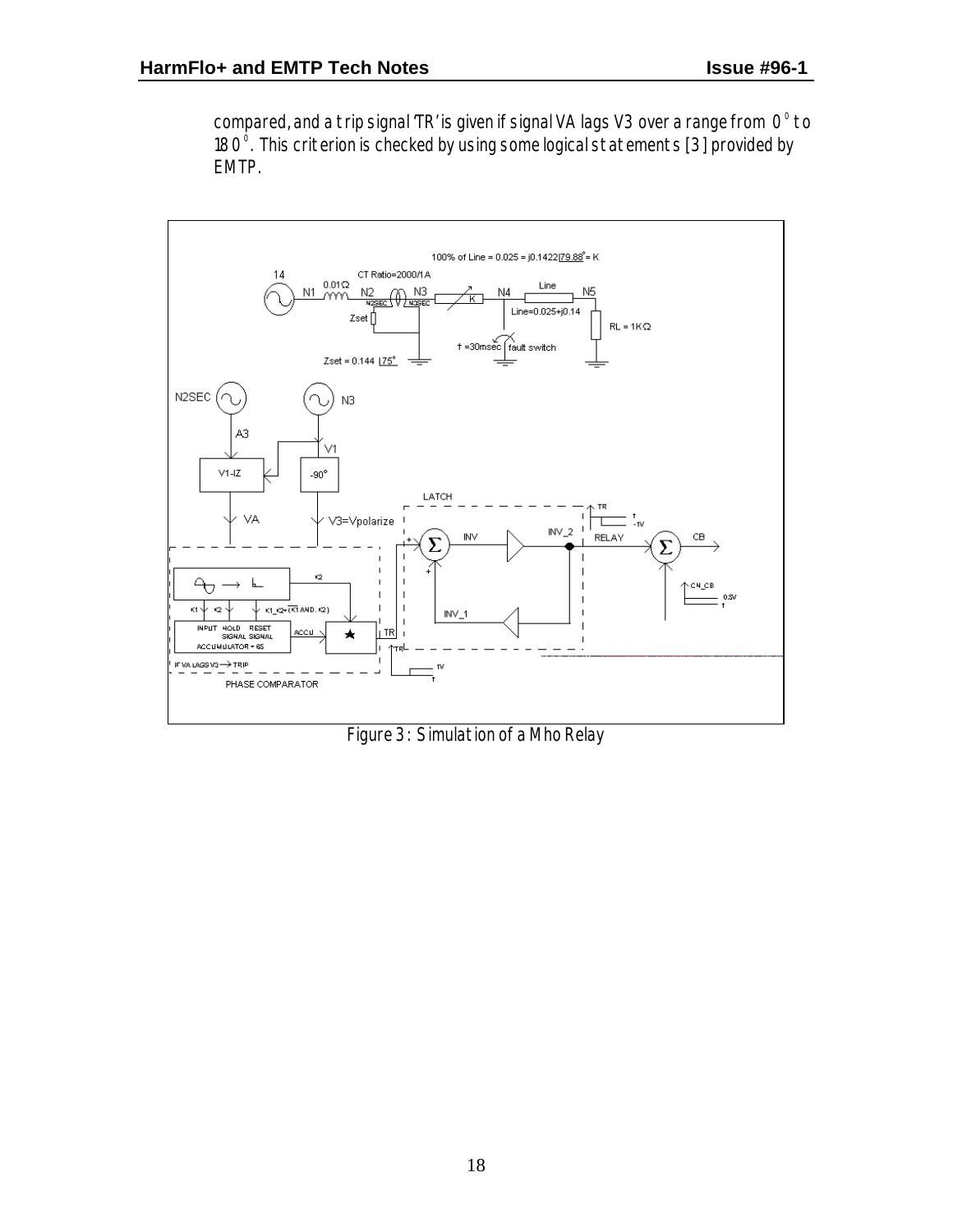compared, and a trip signal 'TR' is given if signal VA lags V3 over a range from $0^{\circ}$ to $180^{\circ}$. This criterion is checked by using some logical statements [3] provided by EMTP.

Figure 3: Simulation of a Mho Relay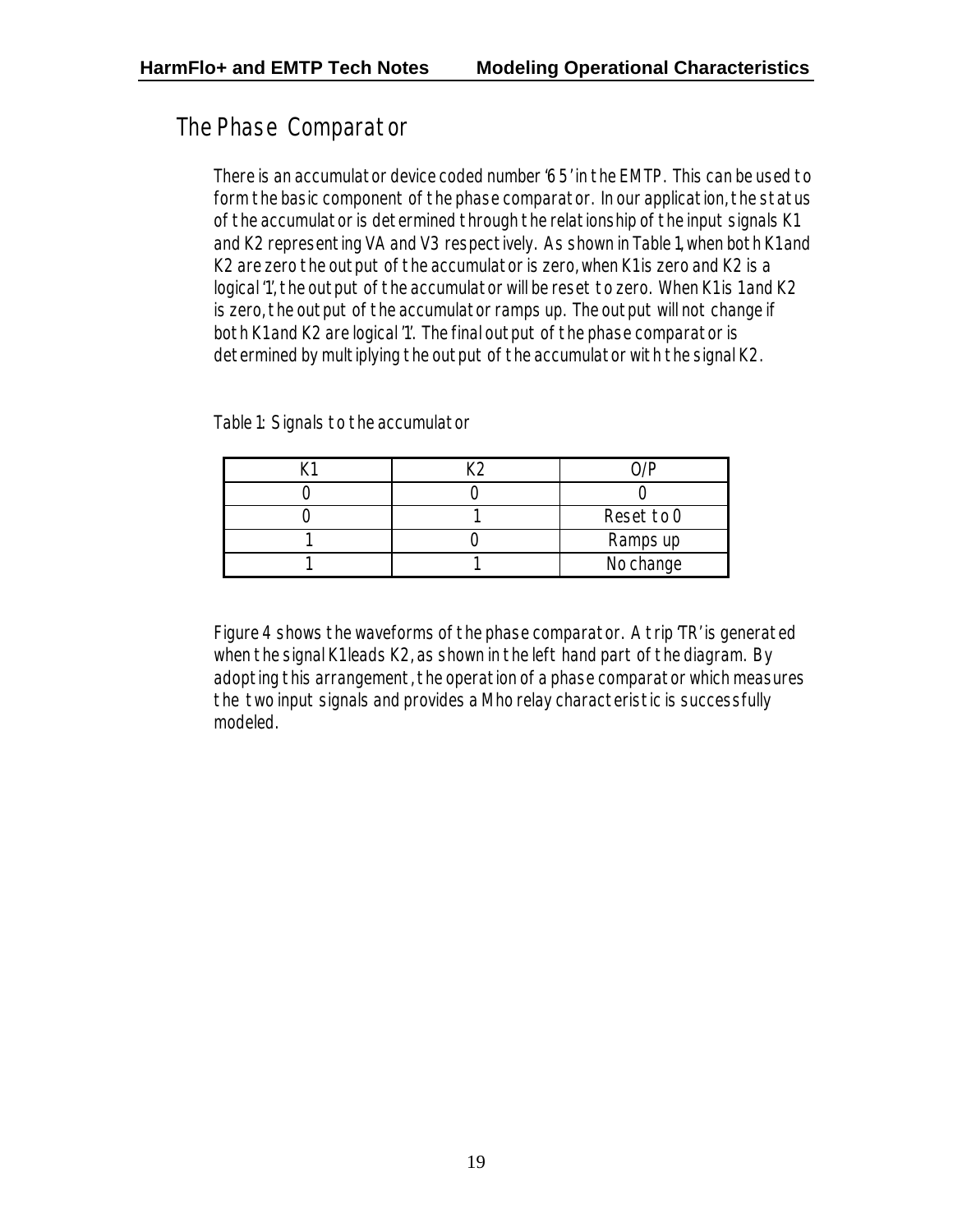## The Phase Comparator

There is an accumulator device coded number '65' in the EMTP. This can be used to form the basic component of the phase comparator. In our application, the status of the accumulator is determined through the relationship of the input signals K1 and K2 representing VA and V3 respectively. As shown in Table 1, when both K1 and K2 are zero the output of the accumulator is zero, when K1 is zero and K2 is a logical '1', the output of the accumulator will be reset to zero. When K1 is 1 and K2 is zero, the output of the accumulator ramps up. The output will not change if both K1 and K2 are logical '1'. The final output of the phase comparator is determined by multiplying the output of the accumulator with the signal K2.

Table 1: Signals to the accumulator

| K1 | K2 | O/P |
|---|---|---|
| 0 | 0 | 0 |
| 0 | 1 | Reset to 0 |
| 1 | 0 | Ramps up |
| 1 | 1 | No change |

Figure 4 shows the waveforms of the phase comparator. A trip 'TR' is generated when the signal K1 leads K2, as shown in the left hand part of the diagram. By adopting this arrangement, the operation of a phase comparator which measures the two input signals and provides a Mho relay characteristic is successfully modeled.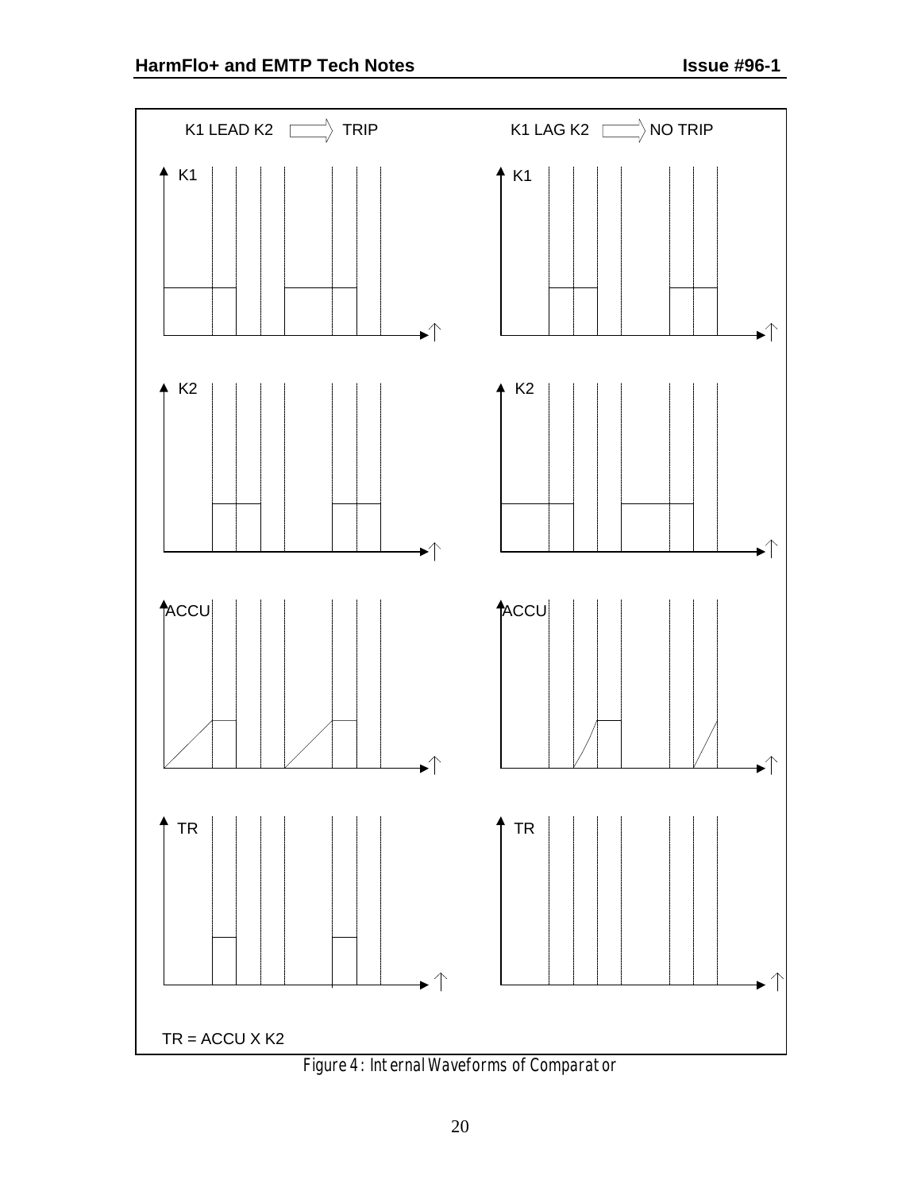K1 LEAD K2 ⟹ TRIP

K1 LAG K2 ⟹ NO TRIP

K1

K2

ACCU

TR

TR = ACCU X K2

Figure 4: Internal Waveforms of Comparator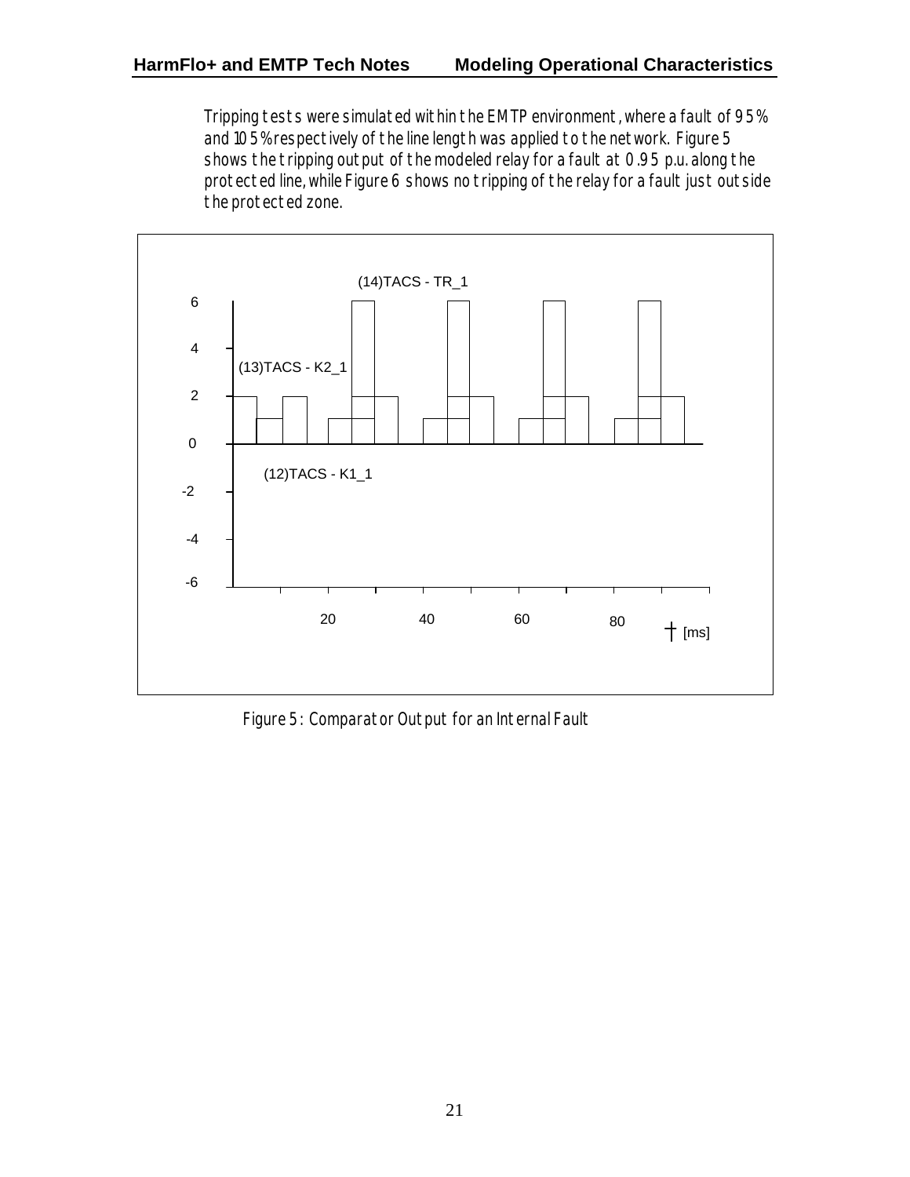Tripping tests were simulated within the EMTP environment, where a fault of 95% and 105% respectively of the line length was applied to the network. Figure 5 shows the tripping output of the modeled relay for a fault at 0.95 p.u. along the protected line, while Figure 6 shows no tripping of the relay for a fault just outside the protected zone.

Figure 5: Comparator Output for an Internal Fault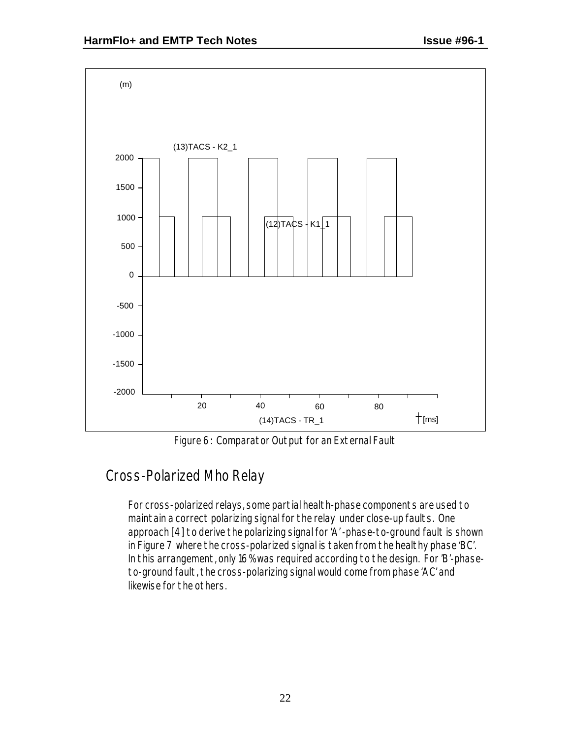Figure 6 : Comparator Output for an External Fault

## Cross-Polarized Mho Relay

For cross-polarized relays, some partial health-phase components are used to maintain a correct polarizing signal for the relay under close-up faults. One approach [4] to derive the polarizing signal for 'A'-phase-to-ground fault is shown in Figure 7 where the cross-polarized signal is taken from the healthy phase 'BC'. In this arrangement, only 16% was required according to the design. For 'B'-phase-to-ground fault, the cross-polarizing signal would come from phase 'AC' and likewise for the others.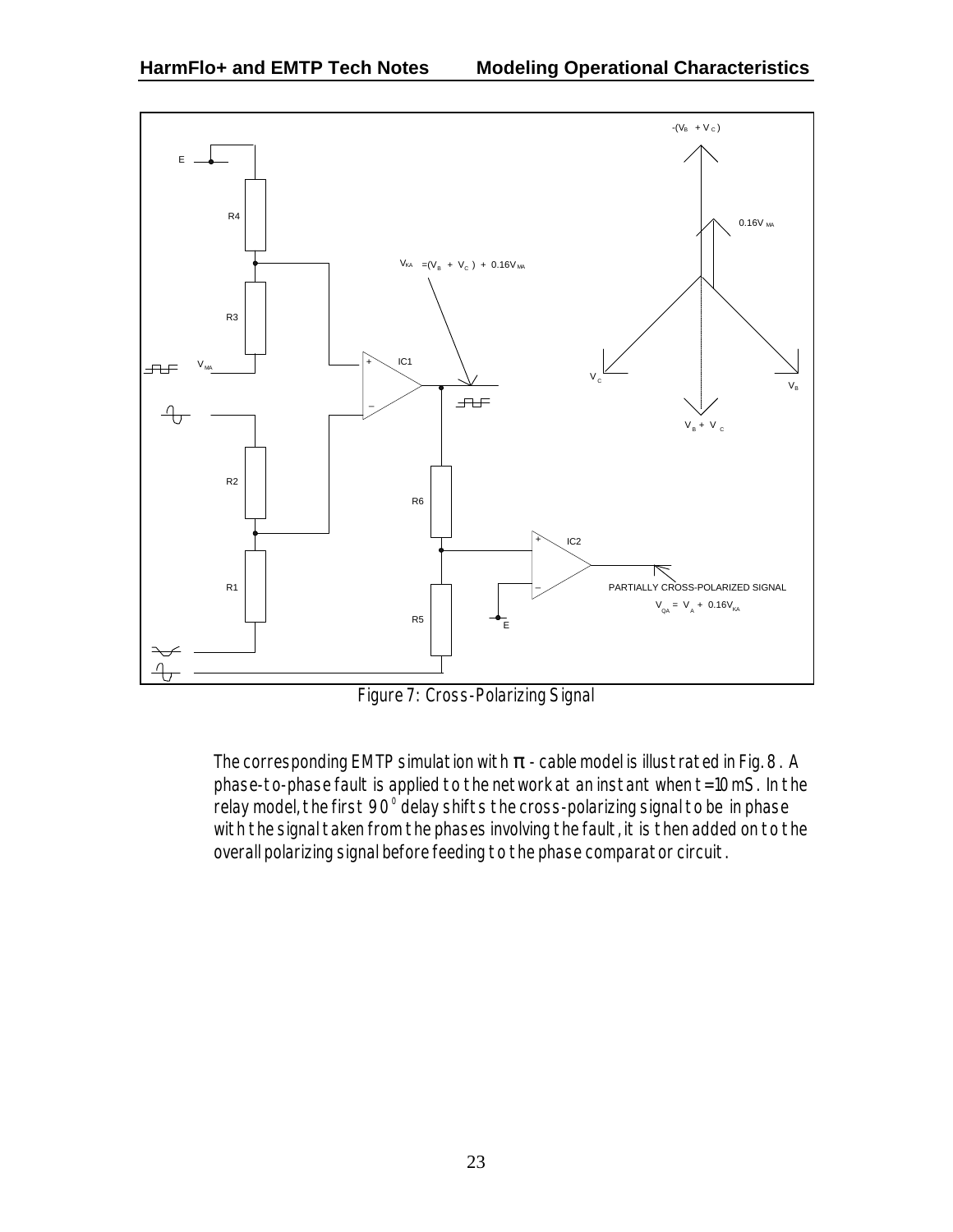Figure 7: Cross-Polarizing Signal

The corresponding EMTP simulation with π - cable model is illustrated in Fig. 8 . A phase-to-phase fault is applied to the network at an instant when t=10 mS. In the relay model, the first $90^0$ delay shifts the cross-polarizing signal to be in phase with the signal taken from the phases involving the fault, it is then added on to the overall polarizing signal before feeding to the phase comparator circuit.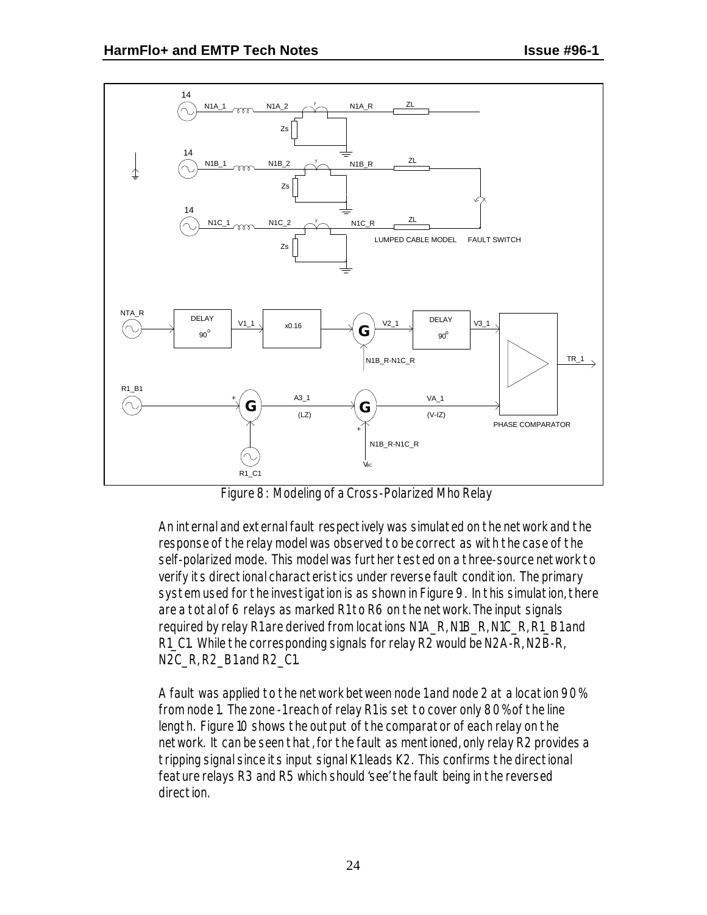Figure 8 : Modeling of a Cross-Polarized Mho Relay

An internal and external fault respectively was simulated on the network and the response of the relay model was observed to be correct as with the case of the self-polarized mode. This model was further tested on a three-source network to verify its directional characteristics under reverse fault condition. The primary system used for the investigation is as shown in Figure 9. In this simulation, there are a total of 6 relays as marked R1 to R6 on the network. The input signals required by relay R1 are derived from locations N1A_R, N1B_R, N1C_R, R1_B1 and R1_C1. While the corresponding signals for relay R2 would be N2A-R, N2B-R, N2C_R, R2_B1 and R2_C1.

A fault was applied to the network between node 1 and node 2 at a location 90% from node 1. The zone-1 reach of relay R1 is set to cover only 80% of the line length. Figure 10 shows the output of the comparator of each relay on the network. It can be seen that, for the fault as mentioned, only relay R2 provides a tripping signal since its input signal K1 leads K2. This confirms the directional feature relays R3 and R5 which should 'see' the fault being in the reversed direction.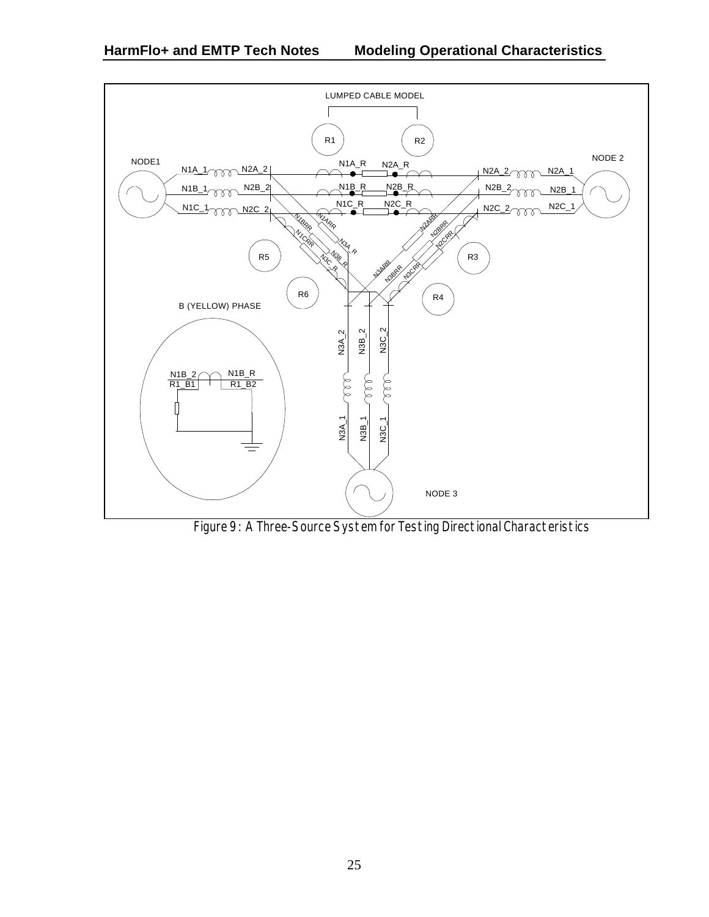Figure 9: A Three-Source System for Testing Directional Characteristics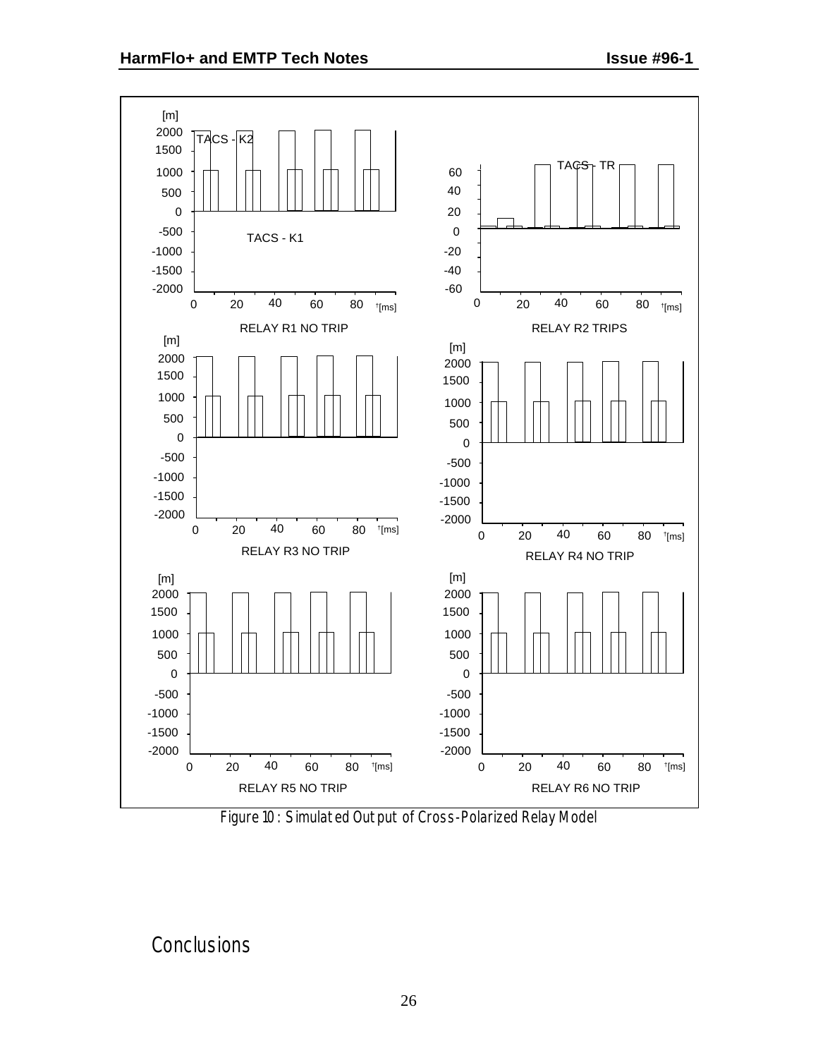TACS - K2

TACS - K1

RELAY R1 NO TRIP

TACS - TR

RELAY R2 TRIPS

RELAY R3 NO TRIP

RELAY R4 NO TRIP

RELAY R5 NO TRIP

RELAY R6 NO TRIP

Figure 10: Simulated Output of Cross-Polarized Relay Model

## Conclusions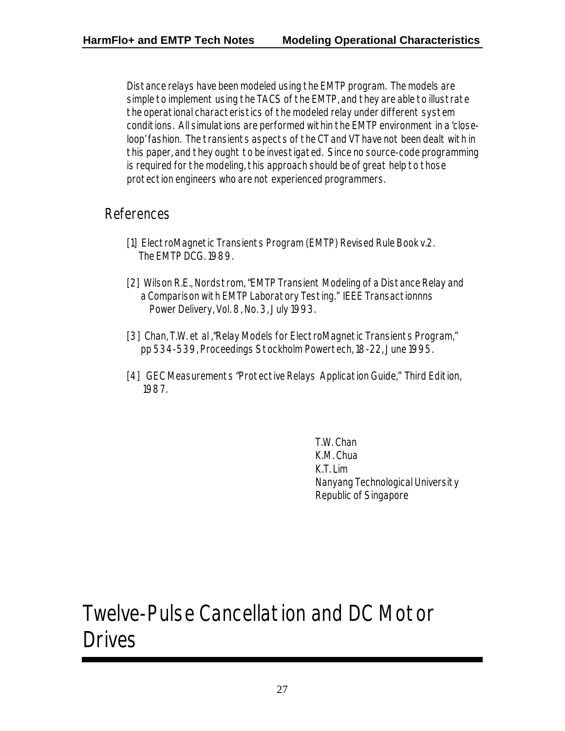Distance relays have been modeled using the EMTP program. The models are simple to implement using the TACS of the EMTP, and they are able to illustrate the operational characteristics of the modeled relay under different system conditions. All simulations are performed within the EMTP environment in a 'close-loop' fashion. The transients aspects of the CT and VT have not been dealt with in this paper, and they ought to be investigated. Since no source-code programming is required for the modeling, this approach should be of great help to those protection engineers who are not experienced programmers.

## References

[1] ElectroMagnetic Transients Program (EMTP) Revised Rule Book v.2. The EMTP DCG. 1989.

[2] Wilson R.E., Nordstrom, "EMTP Transient Modeling of a Distance Relay and a Comparison with EMTP Laboratory Testing." IEEE Transactionnns Power Delivery, Vol. 8, No. 3, July 1993.

[3] Chan, T.W. et al, "Relay Models for ElectroMagnetic Transients Program," pp 534-539, Proceedings Stockholm Powertech, 18-22, June 1995.

[4] GEC Measurements "Protective Relays Application Guide," Third Edition, 1987.

T.W. Chan
K.M. Chua
K.T. Lim
Nanyang Technological University
Republic of Singapore

# Twelve-Pulse Cancellation and DC Motor Drives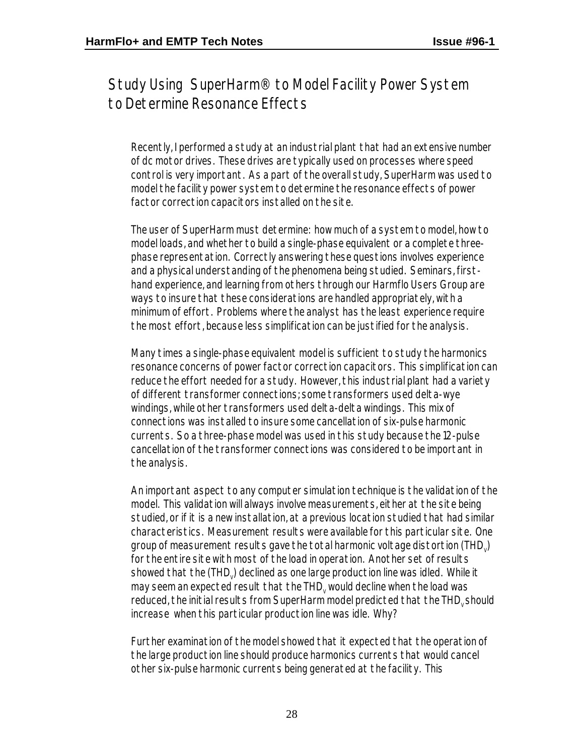# Study Using SuperHarm® to Model Facility Power System to Determine Resonance Effects

Recently, I performed a study at an industrial plant that had an extensive number of dc motor drives. These drives are typically used on processes where speed control is very important. As a part of the overall study, SuperHarm was used to model the facility power system to determine the resonance effects of power factor correction capacitors installed on the site.

The user of SuperHarm must determine: how much of a system to model, how to model loads, and whether to build a single-phase equivalent or a complete three-phase representation. Correctly answering these questions involves experience and a physical understanding of the phenomena being studied. Seminars, first-hand experience, and learning from others through our Harmflo Users Group are ways to insure that these considerations are handled appropriately, with a minimum of effort. Problems where the analyst has the least experience require the most effort, because less simplification can be justified for the analysis.

Many times a single-phase equivalent model is sufficient to study the harmonics resonance concerns of power factor correction capacitors. This simplification can reduce the effort needed for a study. However, this industrial plant had a variety of different transformer connections; some transformers used delta-wye windings, while other transformers used delta-delta windings. This mix of connections was installed to insure some cancellation of six-pulse harmonic currents. So a three-phase model was used in this study because the 12-pulse cancellation of the transformer connections was considered to be important in the analysis.

An important aspect to any computer simulation technique is the validation of the model. This validation will always involve measurements, either at the site being studied, or if it is a new installation, at a previous location studied that had similar characteristics. Measurement results were available for this particular site. One group of measurement results gave the total harmonic voltage distortion ($THD_v$) for the entire site with most of the load in operation. Another set of results showed that the ($THD_v$) declined as one large production line was idled. While it may seem an expected result that the $THD_v$ would decline when the load was reduced, the initial results from SuperHarm model predicted that the $THD_v$ should *increase* when this particular production line was idle. Why?

Further examination of the model showed that it expected that the operation of the large production line should produce harmonics currents that would cancel other six-pulse harmonic currents being generated at the facility. This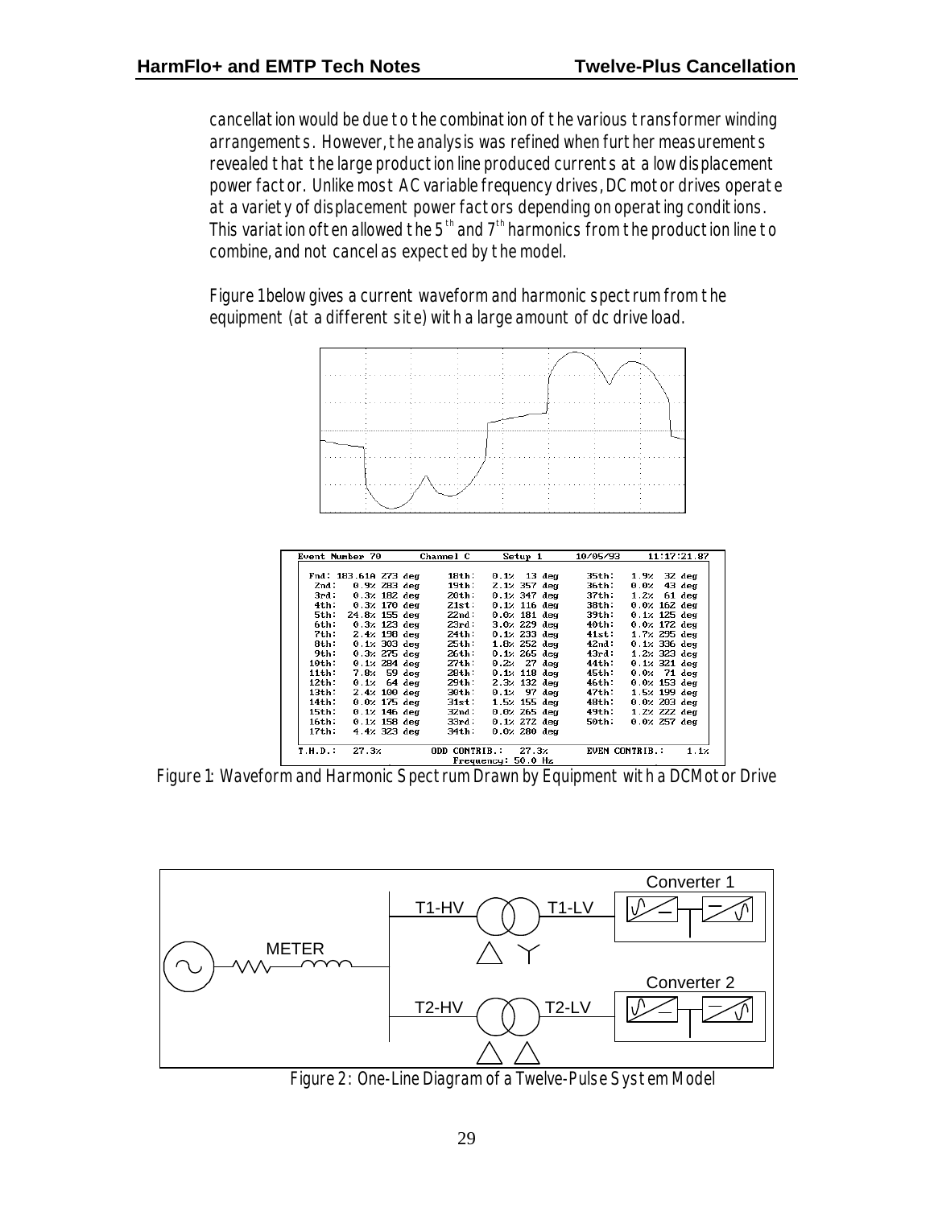cancellation would be due to the combination of the various transformer winding arrangements. However, the analysis was refined when further measurements revealed that the large production line produced currents at a low displacement power factor. Unlike most AC variable frequency drives, DC motor drives operate at a variety of displacement power factors depending on operating conditions. This variation often allowed the 5$^{th}$ and 7$^{th}$ harmonics from the production line to combine, and not cancel as expected by the model.

Figure 1 below gives a current waveform and harmonic spectrum from the equipment (at a different site) with a large amount of dc drive load.

Event Number 70 | Channel C | Setup 1 | 10/05/93 | 11:17:21.87

| Harmonic | Value | Harmonic | Value | Harmonic | Value |
|---|---|---|---|---|---|
| Fnd: | 183.61A 273 deg | 18th: | 0.1% 13 deg | 35th: | 1.9% 32 deg |
| 2nd: | 0.9% 283 deg | 19th: | 2.1% 357 deg | 36th: | 0.0% 43 deg |
| 3rd: | 0.3% 182 deg | 20th: | 0.1% 347 deg | 37th: | 1.2% 61 deg |
| 4th: | 0.3% 170 deg | 21st: | 0.1% 116 deg | 38th: | 0.0% 162 deg |
| 5th: | 24.8% 155 deg | 22nd: | 0.0% 181 deg | 39th: | 0.1% 125 deg |
| 6th: | 0.3% 123 deg | 23rd: | 3.0% 229 deg | 40th: | 0.0% 172 deg |
| 7th: | 2.4% 198 deg | 24th: | 0.1% 233 deg | 41st: | 1.7% 295 deg |
| 8th: | 0.1% 303 deg | 25th: | 1.8% 252 deg | 42nd: | 0.1% 336 deg |
| 9th: | 0.3% 275 deg | 26th: | 0.1% 265 deg | 43rd: | 1.2% 323 deg |
| 10th: | 0.1% 284 deg | 27th: | 0.2% 27 deg | 44th: | 0.1% 321 deg |
| 11th: | 7.8% 59 deg | 28th: | 0.1% 118 deg | 45th: | 0.0% 71 deg |
| 12th: | 0.1% 64 deg | 29th: | 2.3% 132 deg | 46th: | 0.0% 153 deg |
| 13th: | 2.4% 100 deg | 30th: | 0.1% 97 deg | 47th: | 1.5% 199 deg |
| 14th: | 0.0% 175 deg | 31st: | 1.5% 155 deg | 48th: | 0.0% 203 deg |
| 15th: | 0.1% 146 deg | 32nd: | 0.0% 265 deg | 49th: | 1.2% 222 deg |
| 16th: | 0.1% 158 deg | 33rd: | 0.1% 272 deg | 50th: | 0.0% 257 deg |
| 17th: | 4.4% 323 deg | 34th: | 0.0% 280 deg | | |

T.H.D.: 27.3% | ODD CONTRIB.: 27.3% | EVEN CONTRIB.: 1.1%

Frequency: 50.0 Hz

Figure 1: Waveform and Harmonic Spectrum Drawn by Equipment with a DC Motor Drive

Figure 2: One-Line Diagram of a Twelve-Pulse System Model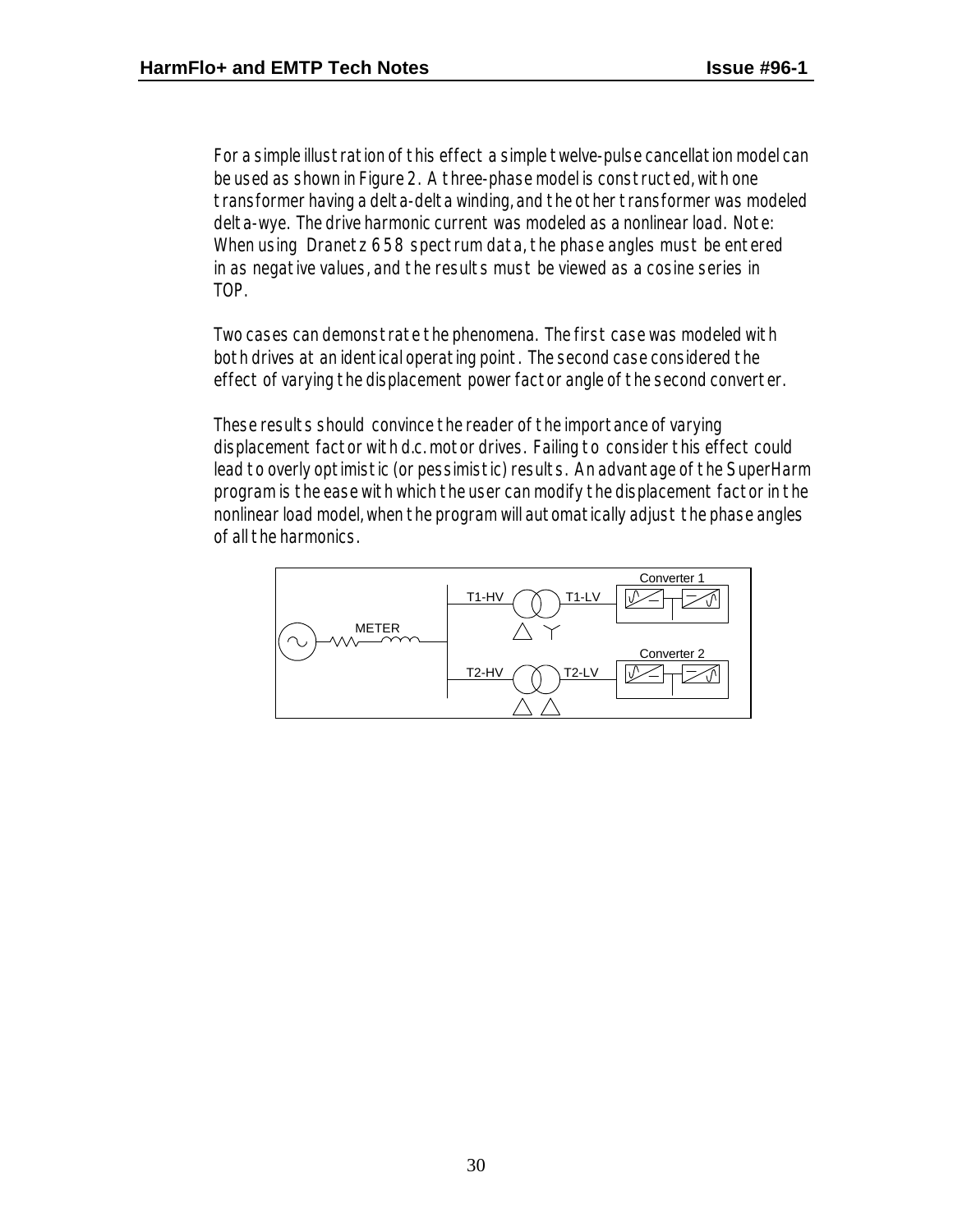For a simple illustration of this effect a simple twelve-pulse cancellation model can be used as shown in Figure 2. A three-phase model is constructed, with one transformer having a delta-delta winding, and the other transformer was modeled delta-wye. The drive harmonic current was modeled as a nonlinear load. Note: When using Dranetz 658 spectrum data, the phase angles must be entered in as negative values, and the results must be viewed as a cosine series in TOP.

Two cases can demonstrate the phenomena. The first case was modeled with both drives at an identical operating point. The second case considered the effect of varying the displacement power factor angle of the second converter.

These results should convince the reader of the importance of varying displacement factor with d.c. motor drives. Failing to consider this effect could lead to overly optimistic (or pessimistic) results. An advantage of the SuperHarm program is the ease with which the user can modify the displacement factor in the nonlinear load model, when the program will automatically adjust the phase angles of all the harmonics.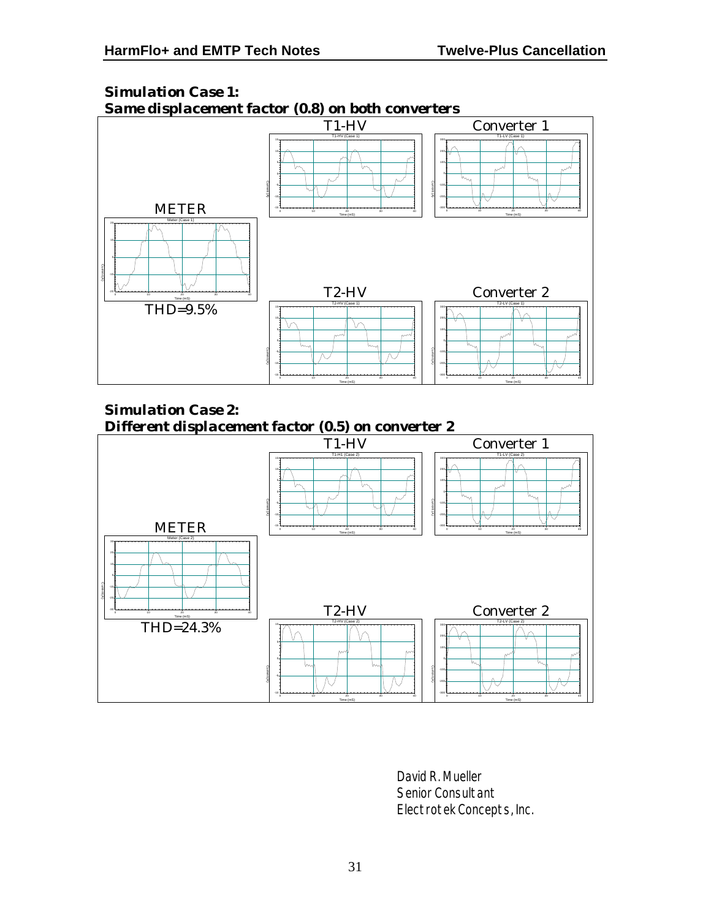**Simulation Case 1:**
**Same displacement factor (0.8) on both converters**

T1-HV

Converter 1

METER

THD=9.5%

T2-HV

Converter 2

**Simulation Case 2:**
**Different displacement factor (0.5) on converter 2**

T1-HV

Converter 1

METER

THD=24.3%

T2-HV

Converter 2

David R. Mueller
Senior Consultant
Electrotek Concepts, Inc.